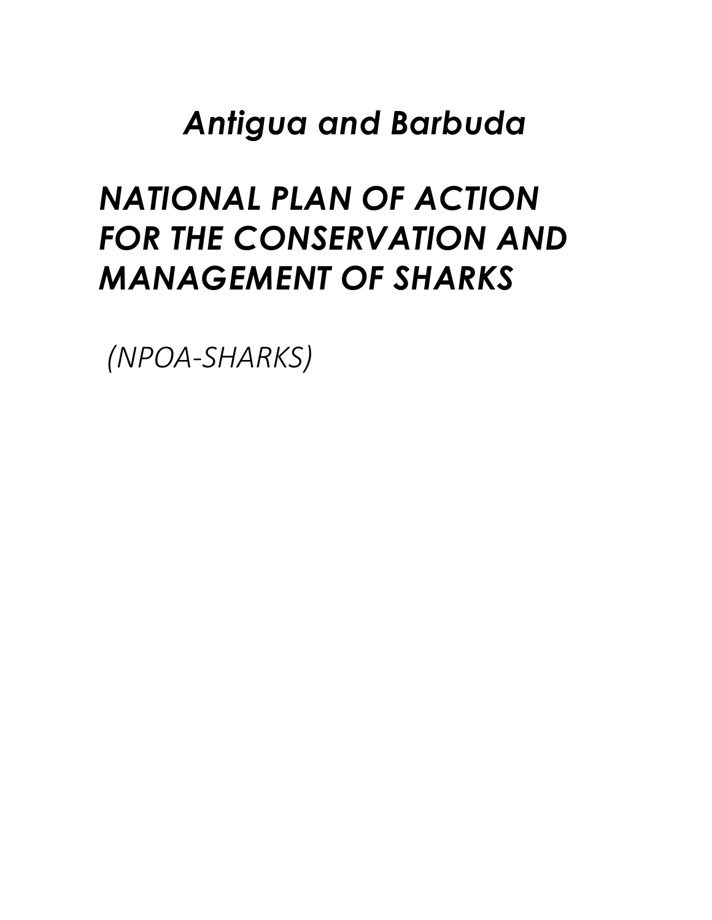# *Antigua and Barbuda*

# *NATIONAL PLAN OF ACTION FOR THE CONSERVATION AND MANAGEMENT OF SHARKS*

*(NPOA-SHARKS)*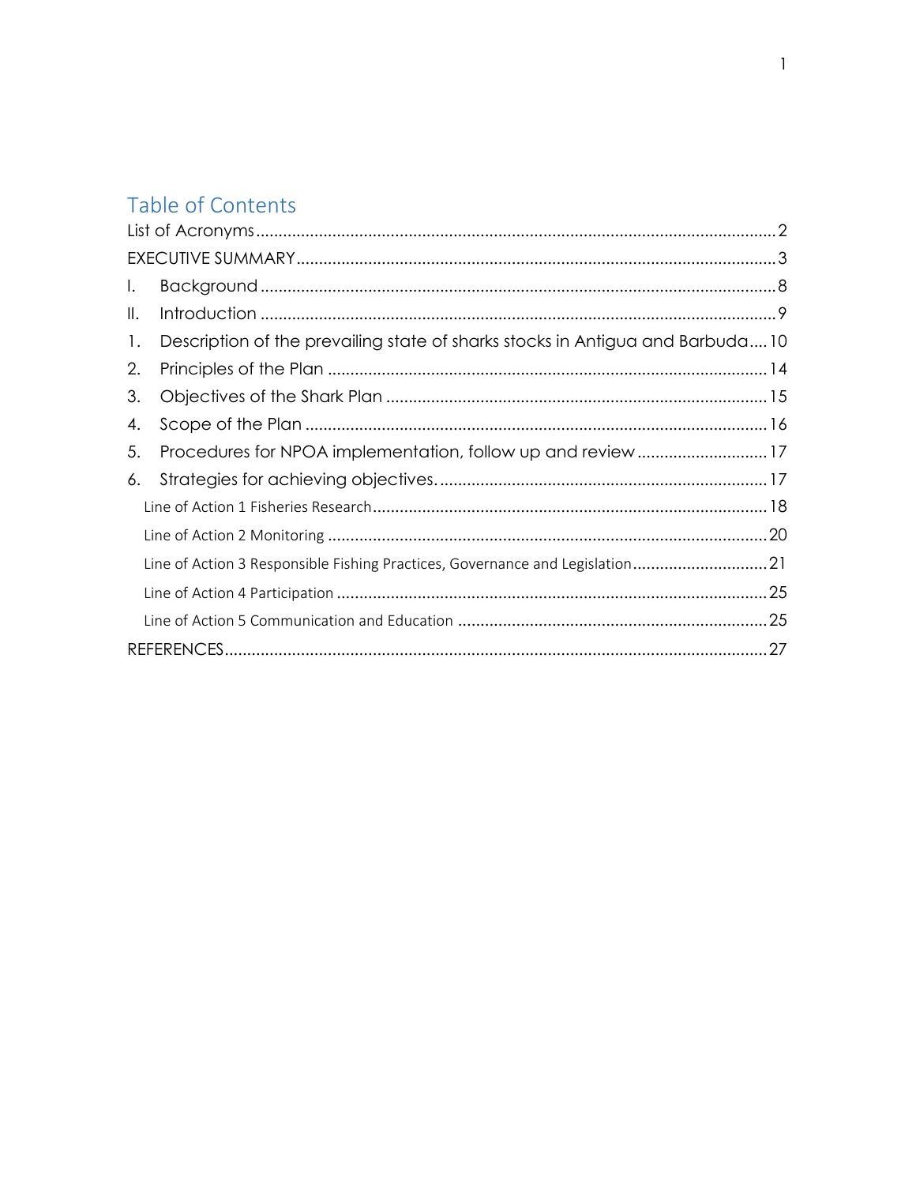## Table of Contents

List of Acronyms ..... 2

EXECUTIVE SUMMARY ..... 3

I. Background ..... 8

II. Introduction ..... 9

1. Description of the prevailing state of sharks stocks in Antigua and Barbuda ..... 10
2. Principles of the Plan ..... 14
3. Objectives of the Shark Plan ..... 15
4. Scope of the Plan ..... 16
5. Procedures for NPOA implementation, follow up and review ..... 17
6. Strategies for achieving objectives. ..... 17
   - Line of Action 1 Fisheries Research ..... 18
   - Line of Action 2 Monitoring ..... 20
   - Line of Action 3 Responsible Fishing Practices, Governance and Legislation ..... 21
   - Line of Action 4 Participation ..... 25
   - Line of Action 5 Communication and Education ..... 25

REFERENCES ..... 27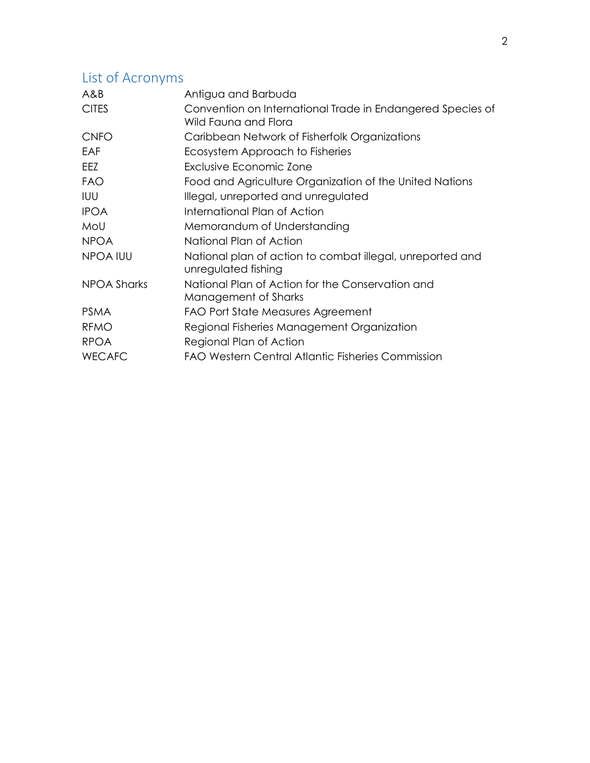## List of Acronyms

| | |
|---|---|
| A&B | Antigua and Barbuda |
| CITES | Convention on International Trade in Endangered Species of Wild Fauna and Flora |
| CNFO | Caribbean Network of Fisherfolk Organizations |
| EAF | Ecosystem Approach to Fisheries |
| EEZ | Exclusive Economic Zone |
| FAO | Food and Agriculture Organization of the United Nations |
| IUU | Illegal, unreported and unregulated |
| IPOA | International Plan of Action |
| MoU | Memorandum of Understanding |
| NPOA | National Plan of Action |
| NPOA IUU | National plan of action to combat illegal, unreported and unregulated fishing |
| NPOA Sharks | National Plan of Action for the Conservation and Management of Sharks |
| PSMA | FAO Port State Measures Agreement |
| RFMO | Regional Fisheries Management Organization |
| RPOA | Regional Plan of Action |
| WECAFC | FAO Western Central Atlantic Fisheries Commission |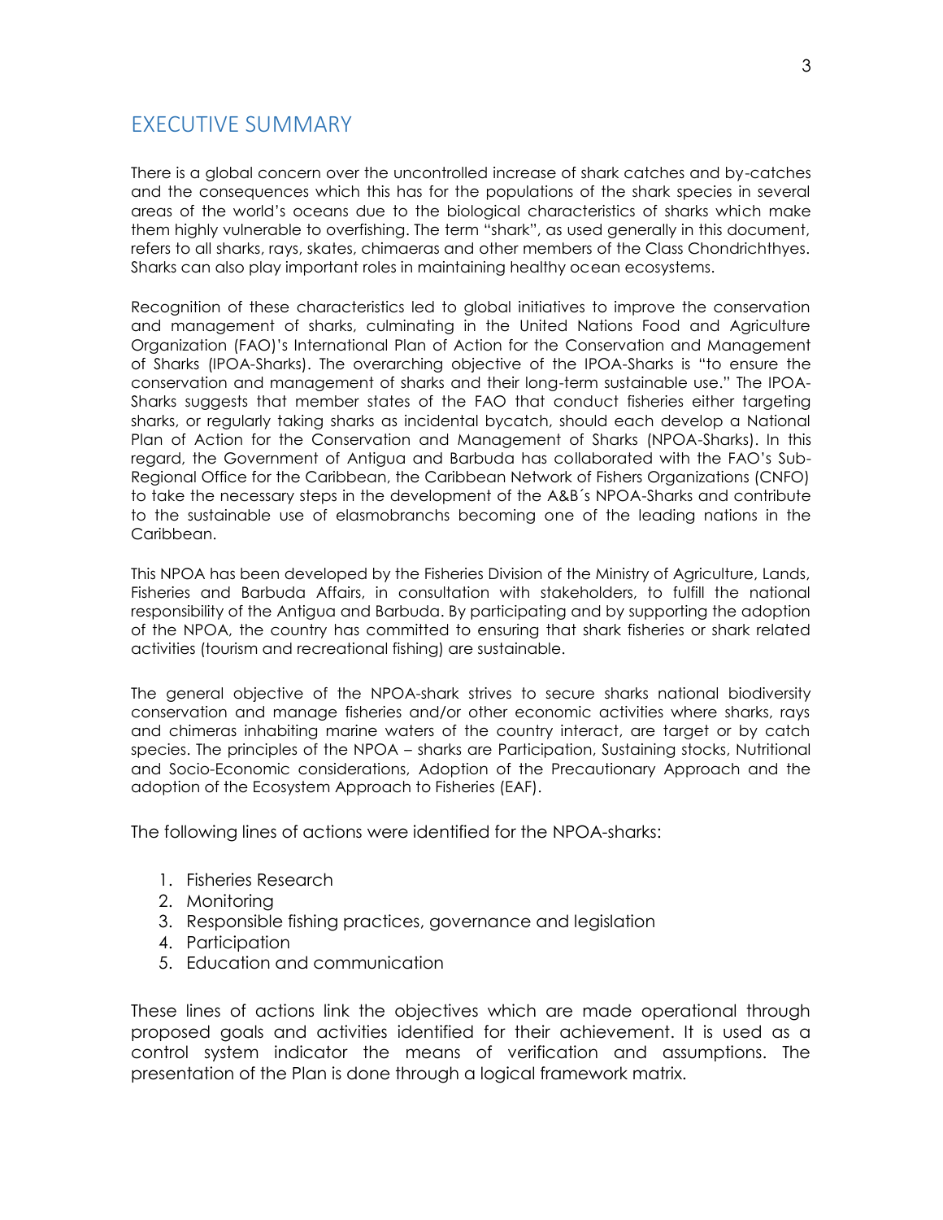## EXECUTIVE SUMMARY

There is a global concern over the uncontrolled increase of shark catches and by-catches and the consequences which this has for the populations of the shark species in several areas of the world's oceans due to the biological characteristics of sharks which make them highly vulnerable to overfishing. The term "shark", as used generally in this document, refers to all sharks, rays, skates, chimaeras and other members of the Class Chondrichthyes. Sharks can also play important roles in maintaining healthy ocean ecosystems.

Recognition of these characteristics led to global initiatives to improve the conservation and management of sharks, culminating in the United Nations Food and Agriculture Organization (FAO)'s International Plan of Action for the Conservation and Management of Sharks (IPOA-Sharks). The overarching objective of the IPOA-Sharks is "to ensure the conservation and management of sharks and their long-term sustainable use." The IPOA-Sharks suggests that member states of the FAO that conduct fisheries either targeting sharks, or regularly taking sharks as incidental bycatch, should each develop a National Plan of Action for the Conservation and Management of Sharks (NPOA-Sharks). In this regard, the Government of Antigua and Barbuda has collaborated with the FAO's Sub-Regional Office for the Caribbean, the Caribbean Network of Fishers Organizations (CNFO) to take the necessary steps in the development of the A&B´s NPOA-Sharks and contribute to the sustainable use of elasmobranchs becoming one of the leading nations in the Caribbean.

This NPOA has been developed by the Fisheries Division of the Ministry of Agriculture, Lands, Fisheries and Barbuda Affairs, in consultation with stakeholders, to fulfill the national responsibility of the Antigua and Barbuda. By participating and by supporting the adoption of the NPOA, the country has committed to ensuring that shark fisheries or shark related activities (tourism and recreational fishing) are sustainable.

The general objective of the NPOA-shark strives to secure sharks national biodiversity conservation and manage fisheries and/or other economic activities where sharks, rays and chimeras inhabiting marine waters of the country interact, are target or by catch species. The principles of the NPOA – sharks are Participation, Sustaining stocks, Nutritional and Socio-Economic considerations, Adoption of the Precautionary Approach and the adoption of the Ecosystem Approach to Fisheries (EAF).

The following lines of actions were identified for the NPOA-sharks:

1. Fisheries Research
2. Monitoring
3. Responsible fishing practices, governance and legislation
4. Participation
5. Education and communication

These lines of actions link the objectives which are made operational through proposed goals and activities identified for their achievement. It is used as a control system indicator the means of verification and assumptions. The presentation of the Plan is done through a logical framework matrix.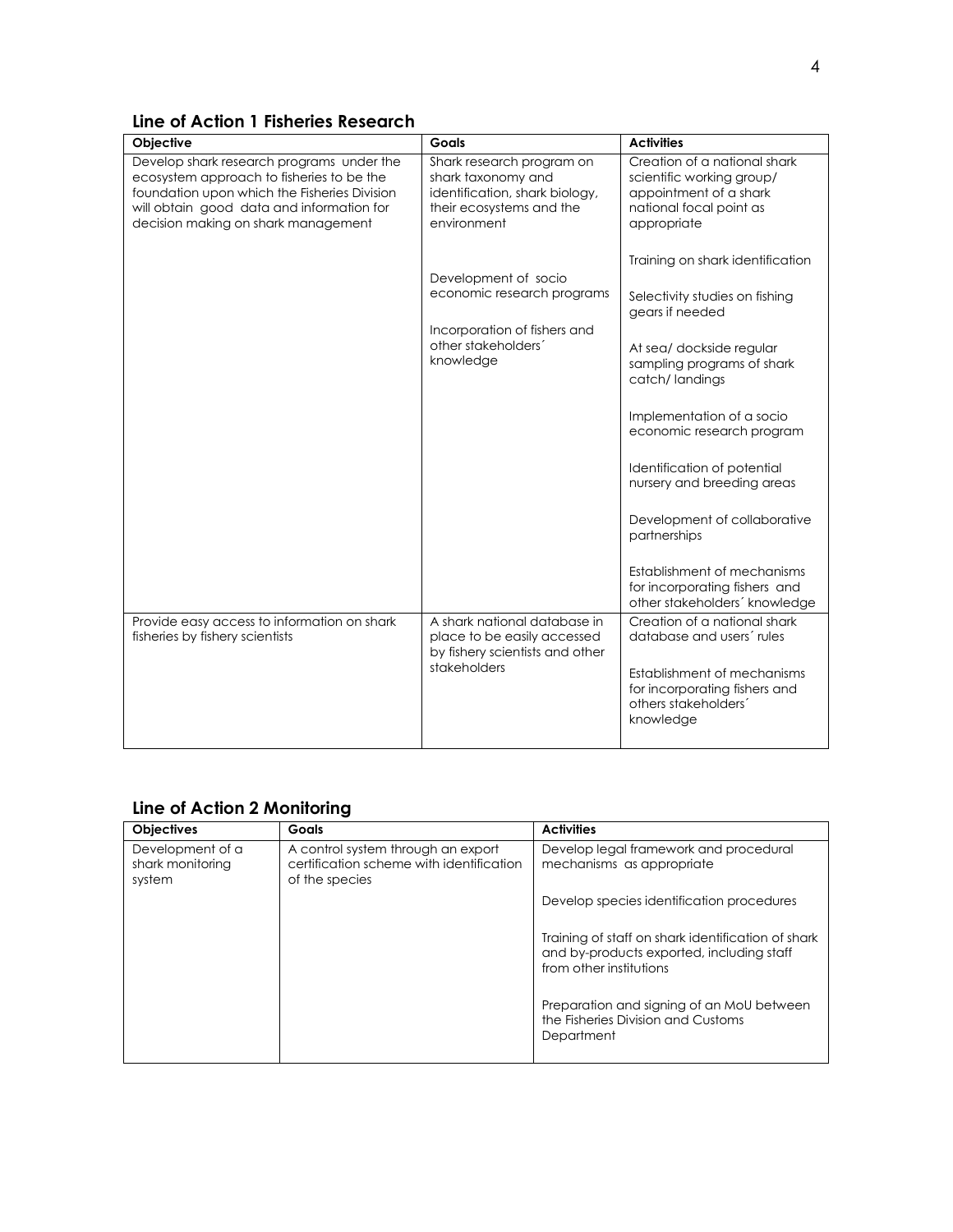## Line of Action 1 Fisheries Research

| Objective | Goals | Activities |
|---|---|---|
| Develop shark research programs under the ecosystem approach to fisheries to be the foundation upon which the Fisheries Division will obtain good data and information for decision making on shark management | Shark research program on shark taxonomy and identification, shark biology, their ecosystems and the environment<br><br>Development of socio economic research programs<br><br>Incorporation of fishers and other stakeholders´ knowledge | Creation of a national shark scientific working group/ appointment of a shark national focal point as appropriate<br><br>Training on shark identification<br><br>Selectivity studies on fishing gears if needed<br><br>At sea/ dockside regular sampling programs of shark catch/ landings<br><br>Implementation of a socio economic research program<br><br>Identification of potential nursery and breeding areas<br><br>Development of collaborative partnerships<br><br>Establishment of mechanisms for incorporating fishers and other stakeholders´ knowledge |
| Provide easy access to information on shark fisheries by fishery scientists | A shark national database in place to be easily accessed by fishery scientists and other stakeholders | Creation of a national shark database and users´ rules<br><br>Establishment of mechanisms for incorporating fishers and others stakeholders´ knowledge |

## Line of Action 2 Monitoring

| Objectives | Goals | Activities |
|---|---|---|
| Development of a shark monitoring system | A control system through an export certification scheme with identification of the species | Develop legal framework and procedural mechanisms as appropriate<br><br>Develop species identification procedures<br><br>Training of staff on shark identification of shark and by-products exported, including staff from other institutions<br><br>Preparation and signing of an MoU between the Fisheries Division and Customs Department |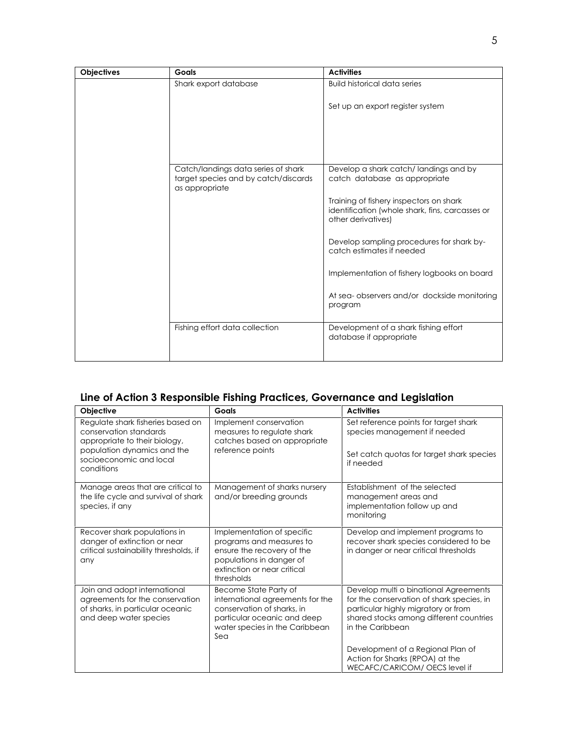| Objectives | Goals | Activities |
|---|---|---|
| | Shark export database | Build historical data series<br><br>Set up an export register system |
| | Catch/landings data series of shark target species and by catch/discards as appropriate | Develop a shark catch/ landings and by catch database as appropriate<br><br>Training of fishery inspectors on shark identification (whole shark, fins, carcasses or other derivatives)<br><br>Develop sampling procedures for shark by-catch estimates if needed<br><br>Implementation of fishery logbooks on board<br><br>At sea- observers and/or dockside monitoring program |
| | Fishing effort data collection | Development of a shark fishing effort database if appropriate |

## Line of Action 3 Responsible Fishing Practices, Governance and Legislation

| Objective | Goals | Activities |
|---|---|---|
| Regulate shark fisheries based on conservation standards appropriate to their biology, population dynamics and the socioeconomic and local conditions | Implement conservation measures to regulate shark catches based on appropriate reference points | Set reference points for target shark species management if needed<br><br>Set catch quotas for target shark species if needed |
| Manage areas that are critical to the life cycle and survival of shark species, if any | Management of sharks nursery and/or breeding grounds | Establishment of the selected management areas and implementation follow up and monitoring |
| Recover shark populations in danger of extinction or near critical sustainability thresholds, if any | Implementation of specific programs and measures to ensure the recovery of the populations in danger of extinction or near critical thresholds | Develop and implement programs to recover shark species considered to be in danger or near critical thresholds |
| Join and adopt international agreements for the conservation of sharks, in particular oceanic and deep water species | Become State Party of international agreements for the conservation of sharks, in particular oceanic and deep water species in the Caribbean Sea | Develop multi o binational Agreements for the conservation of shark species, in particular highly migratory or from shared stocks among different countries in the Caribbean<br><br>Development of a Regional Plan of Action for Sharks (RPOA) at the WECAFC/CARICOM/ OECS level if |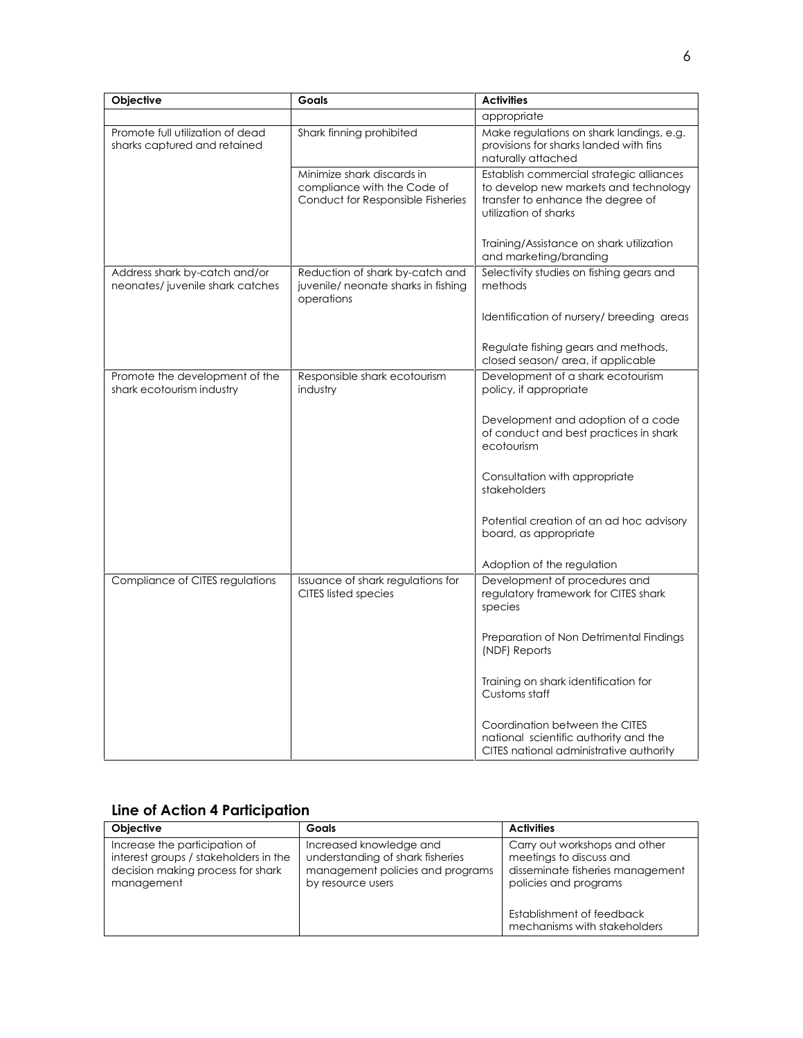| Objective | Goals | Activities |
|---|---|---|
| | | appropriate |
| Promote full utilization of dead sharks captured and retained | Shark finning prohibited | Make regulations on shark landings, e.g. provisions for sharks landed with fins naturally attached |
| | Minimize shark discards in compliance with the Code of Conduct for Responsible Fisheries | Establish commercial strategic alliances to develop new markets and technology transfer to enhance the degree of utilization of sharks<br><br>Training/Assistance on shark utilization and marketing/branding |
| Address shark by-catch and/or neonates/ juvenile shark catches | Reduction of shark by-catch and juvenile/ neonate sharks in fishing operations | Selectivity studies on fishing gears and methods<br><br>Identification of nursery/ breeding areas<br><br>Regulate fishing gears and methods, closed season/ area, if applicable |
| Promote the development of the shark ecotourism industry | Responsible shark ecotourism industry | Development of a shark ecotourism policy, if appropriate<br><br>Development and adoption of a code of conduct and best practices in shark ecotourism<br><br>Consultation with appropriate stakeholders<br><br>Potential creation of an ad hoc advisory board, as appropriate<br><br>Adoption of the regulation |
| Compliance of CITES regulations | Issuance of shark regulations for CITES listed species | Development of procedures and regulatory framework for CITES shark species<br><br>Preparation of Non Detrimental Findings (NDF) Reports<br><br>Training on shark identification for Customs staff<br><br>Coordination between the CITES national scientific authority and the CITES national administrative authority |

## Line of Action 4 Participation

| Objective | Goals | Activities |
|---|---|---|
| Increase the participation of interest groups / stakeholders in the decision making process for shark management | Increased knowledge and understanding of shark fisheries management policies and programs by resource users | Carry out workshops and other meetings to discuss and disseminate fisheries management policies and programs<br><br>Establishment of feedback mechanisms with stakeholders |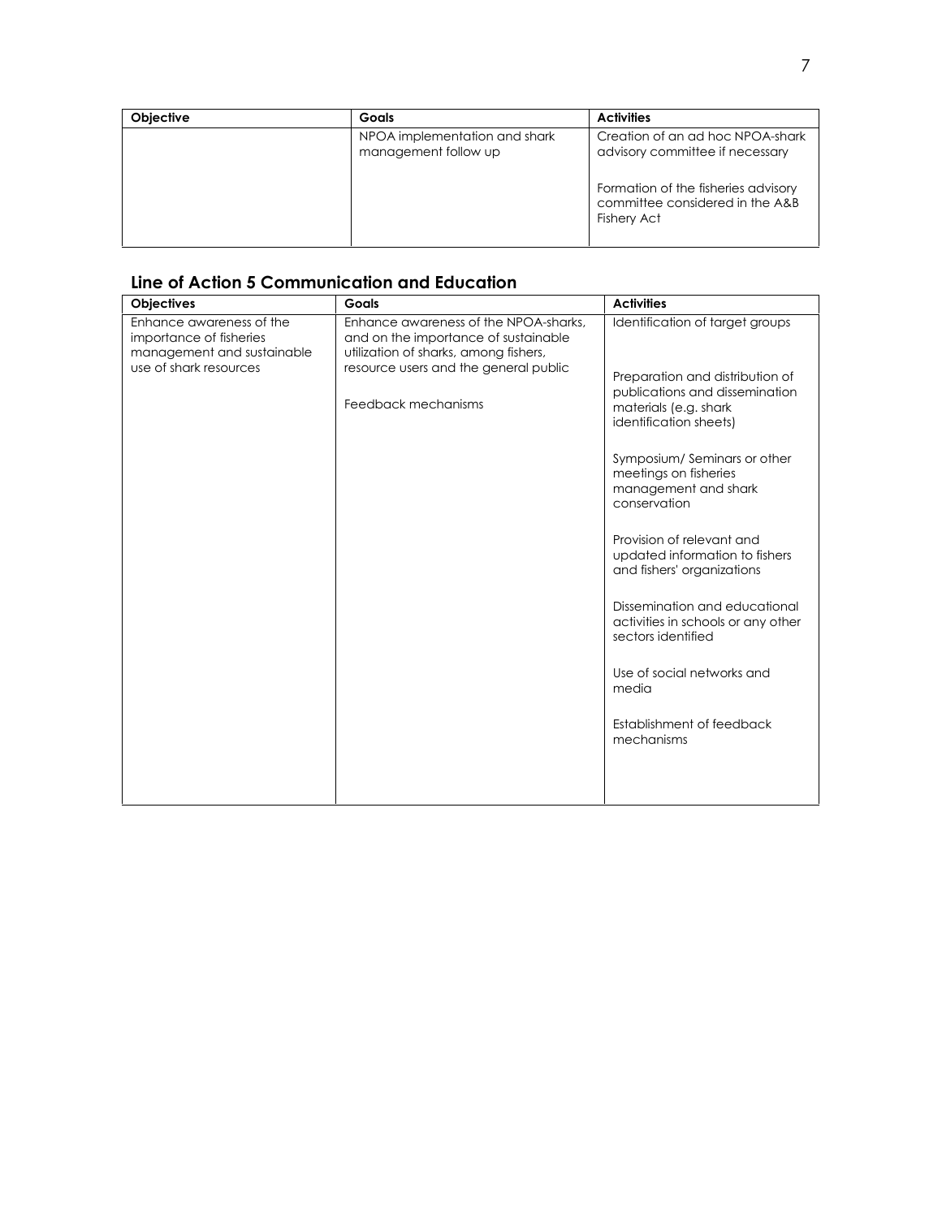| Objective | Goals | Activities |
|---|---|---|
| | NPOA implementation and shark management follow up | Creation of an ad hoc NPOA-shark advisory committee if necessary<br><br>Formation of the fisheries advisory committee considered in the A&B Fishery Act |

## Line of Action 5 Communication and Education

| Objectives | Goals | Activities |
|---|---|---|
| Enhance awareness of the importance of fisheries management and sustainable use of shark resources | Enhance awareness of the NPOA-sharks, and on the importance of sustainable utilization of sharks, among fishers, resource users and the general public<br><br>Feedback mechanisms | Identification of target groups<br><br>Preparation and distribution of publications and dissemination materials (e.g. shark identification sheets)<br><br>Symposium/ Seminars or other meetings on fisheries management and shark conservation<br><br>Provision of relevant and updated information to fishers and fishers' organizations<br><br>Dissemination and educational activities in schools or any other sectors identified<br><br>Use of social networks and media<br><br>Establishment of feedback mechanisms |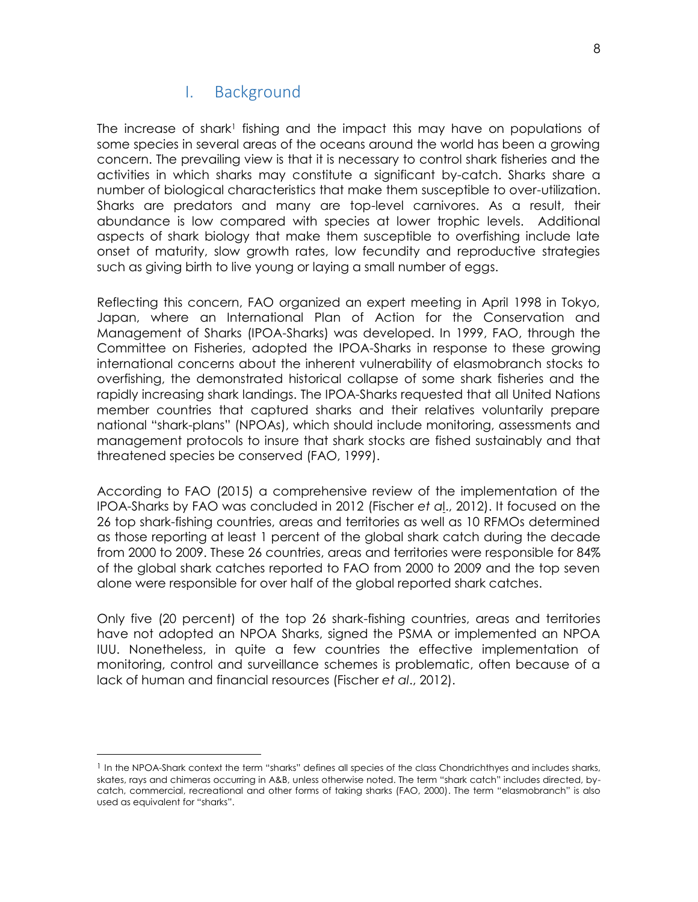# I. Background

The increase of shark[1] fishing and the impact this may have on populations of some species in several areas of the oceans around the world has been a growing concern. The prevailing view is that it is necessary to control shark fisheries and the activities in which sharks may constitute a significant by-catch. Sharks share a number of biological characteristics that make them susceptible to over-utilization. Sharks are predators and many are top-level carnivores. As a result, their abundance is low compared with species at lower trophic levels. Additional aspects of shark biology that make them susceptible to overfishing include late onset of maturity, slow growth rates, low fecundity and reproductive strategies such as giving birth to live young or laying a small number of eggs.

Reflecting this concern, FAO organized an expert meeting in April 1998 in Tokyo, Japan, where an International Plan of Action for the Conservation and Management of Sharks (IPOA-Sharks) was developed. In 1999, FAO, through the Committee on Fisheries, adopted the IPOA-Sharks in response to these growing international concerns about the inherent vulnerability of elasmobranch stocks to overfishing, the demonstrated historical collapse of some shark fisheries and the rapidly increasing shark landings. The IPOA-Sharks requested that all United Nations member countries that captured sharks and their relatives voluntarily prepare national "shark-plans" (NPOAs), which should include monitoring, assessments and management protocols to insure that shark stocks are fished sustainably and that threatened species be conserved (FAO, 1999).

According to FAO (2015) a comprehensive review of the implementation of the IPOA-Sharks by FAO was concluded in 2012 (Fischer *et al*., 2012). It focused on the 26 top shark-fishing countries, areas and territories as well as 10 RFMOs determined as those reporting at least 1 percent of the global shark catch during the decade from 2000 to 2009. These 26 countries, areas and territories were responsible for 84% of the global shark catches reported to FAO from 2000 to 2009 and the top seven alone were responsible for over half of the global reported shark catches.

Only five (20 percent) of the top 26 shark-fishing countries, areas and territories have not adopted an NPOA Sharks, signed the PSMA or implemented an NPOA IUU. Nonetheless, in quite a few countries the effective implementation of monitoring, control and surveillance schemes is problematic, often because of a lack of human and financial resources (Fischer *et al*., 2012).

---

[1] In the NPOA-Shark context the term "sharks" defines all species of the class Chondrichthyes and includes sharks, skates, rays and chimeras occurring in A&B, unless otherwise noted. The term "shark catch" includes directed, by-catch, commercial, recreational and other forms of taking sharks (FAO, 2000). The term "elasmobranch" is also used as equivalent for "sharks".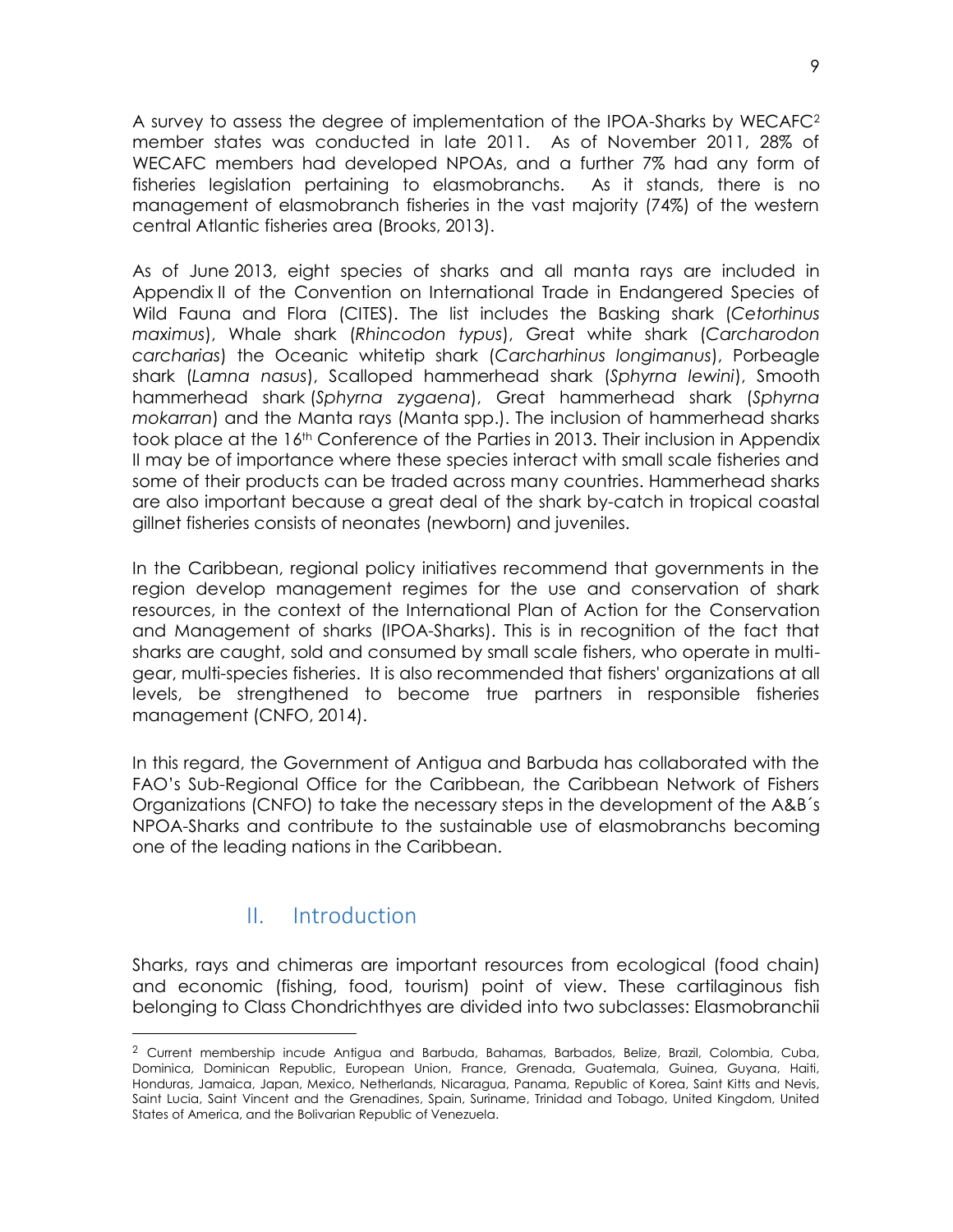A survey to assess the degree of implementation of the IPOA-Sharks by WECAFC[2] member states was conducted in late 2011. As of November 2011, 28% of WECAFC members had developed NPOAs, and a further 7% had any form of fisheries legislation pertaining to elasmobranchs. As it stands, there is no management of elasmobranch fisheries in the vast majority (74%) of the western central Atlantic fisheries area (Brooks, 2013).

As of June 2013, eight species of sharks and all manta rays are included in Appendix II of the Convention on International Trade in Endangered Species of Wild Fauna and Flora (CITES). The list includes the Basking shark (*Cetorhinus maximus*), Whale shark (*Rhincodon typus*), Great white shark (*Carcharodon carcharias*) the Oceanic whitetip shark (*Carcharhinus longimanus*), Porbeagle shark (*Lamna nasus*), Scalloped hammerhead shark (*Sphyrna lewini*), Smooth hammerhead shark (*Sphyrna zygaena*), Great hammerhead shark (*Sphyrna mokarran*) and the Manta rays (Manta spp.). The inclusion of hammerhead sharks took place at the 16th Conference of the Parties in 2013. Their inclusion in Appendix II may be of importance where these species interact with small scale fisheries and some of their products can be traded across many countries. Hammerhead sharks are also important because a great deal of the shark by-catch in tropical coastal gillnet fisheries consists of neonates (newborn) and juveniles.

In the Caribbean, regional policy initiatives recommend that governments in the region develop management regimes for the use and conservation of shark resources, in the context of the International Plan of Action for the Conservation and Management of sharks (IPOA-Sharks). This is in recognition of the fact that sharks are caught, sold and consumed by small scale fishers, who operate in multi-gear, multi-species fisheries. It is also recommended that fishers' organizations at all levels, be strengthened to become true partners in responsible fisheries management (CNFO, 2014).

In this regard, the Government of Antigua and Barbuda has collaborated with the FAO's Sub-Regional Office for the Caribbean, the Caribbean Network of Fishers Organizations (CNFO) to take the necessary steps in the development of the A&B´s NPOA-Sharks and contribute to the sustainable use of elasmobranchs becoming one of the leading nations in the Caribbean.

## II. Introduction

Sharks, rays and chimeras are important resources from ecological (food chain) and economic (fishing, food, tourism) point of view. These cartilaginous fish belonging to Class Chondrichthyes are divided into two subclasses: Elasmobranchii

[2] Current membership incude Antigua and Barbuda, Bahamas, Barbados, Belize, Brazil, Colombia, Cuba, Dominica, Dominican Republic, European Union, France, Grenada, Guatemala, Guinea, Guyana, Haiti, Honduras, Jamaica, Japan, Mexico, Netherlands, Nicaragua, Panama, Republic of Korea, Saint Kitts and Nevis, Saint Lucia, Saint Vincent and the Grenadines, Spain, Suriname, Trinidad and Tobago, United Kingdom, United States of America, and the Bolivarian Republic of Venezuela.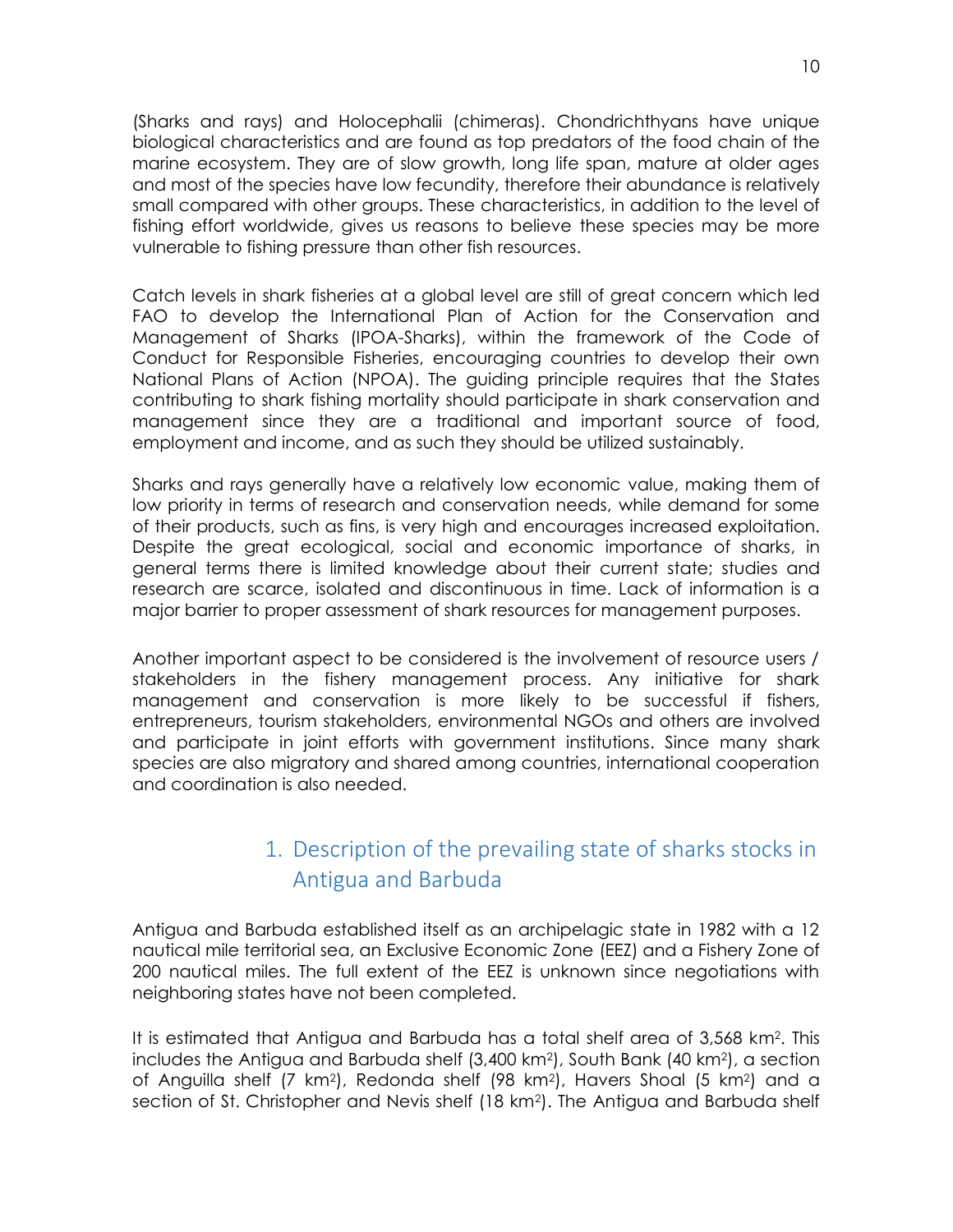(Sharks and rays) and Holocephalii (chimeras). Chondrichthyans have unique biological characteristics and are found as top predators of the food chain of the marine ecosystem. They are of slow growth, long life span, mature at older ages and most of the species have low fecundity, therefore their abundance is relatively small compared with other groups. These characteristics, in addition to the level of fishing effort worldwide, gives us reasons to believe these species may be more vulnerable to fishing pressure than other fish resources.

Catch levels in shark fisheries at a global level are still of great concern which led FAO to develop the International Plan of Action for the Conservation and Management of Sharks (IPOA-Sharks), within the framework of the Code of Conduct for Responsible Fisheries, encouraging countries to develop their own National Plans of Action (NPOA). The guiding principle requires that the States contributing to shark fishing mortality should participate in shark conservation and management since they are a traditional and important source of food, employment and income, and as such they should be utilized sustainably.

Sharks and rays generally have a relatively low economic value, making them of low priority in terms of research and conservation needs, while demand for some of their products, such as fins, is very high and encourages increased exploitation. Despite the great ecological, social and economic importance of sharks, in general terms there is limited knowledge about their current state; studies and research are scarce, isolated and discontinuous in time. Lack of information is a major barrier to proper assessment of shark resources for management purposes.

Another important aspect to be considered is the involvement of resource users / stakeholders in the fishery management process. Any initiative for shark management and conservation is more likely to be successful if fishers, entrepreneurs, tourism stakeholders, environmental NGOs and others are involved and participate in joint efforts with government institutions. Since many shark species are also migratory and shared among countries, international cooperation and coordination is also needed.

# 1. Description of the prevailing state of sharks stocks in Antigua and Barbuda

Antigua and Barbuda established itself as an archipelagic state in 1982 with a 12 nautical mile territorial sea, an Exclusive Economic Zone (EEZ) and a Fishery Zone of 200 nautical miles. The full extent of the EEZ is unknown since negotiations with neighboring states have not been completed.

It is estimated that Antigua and Barbuda has a total shelf area of 3,568 $km^2$. This includes the Antigua and Barbuda shelf (3,400 $km^2$), South Bank (40 $km^2$), a section of Anguilla shelf (7 $km^2$), Redonda shelf (98 $km^2$), Havers Shoal (5 $km^2$) and a section of St. Christopher and Nevis shelf (18 $km^2$). The Antigua and Barbuda shelf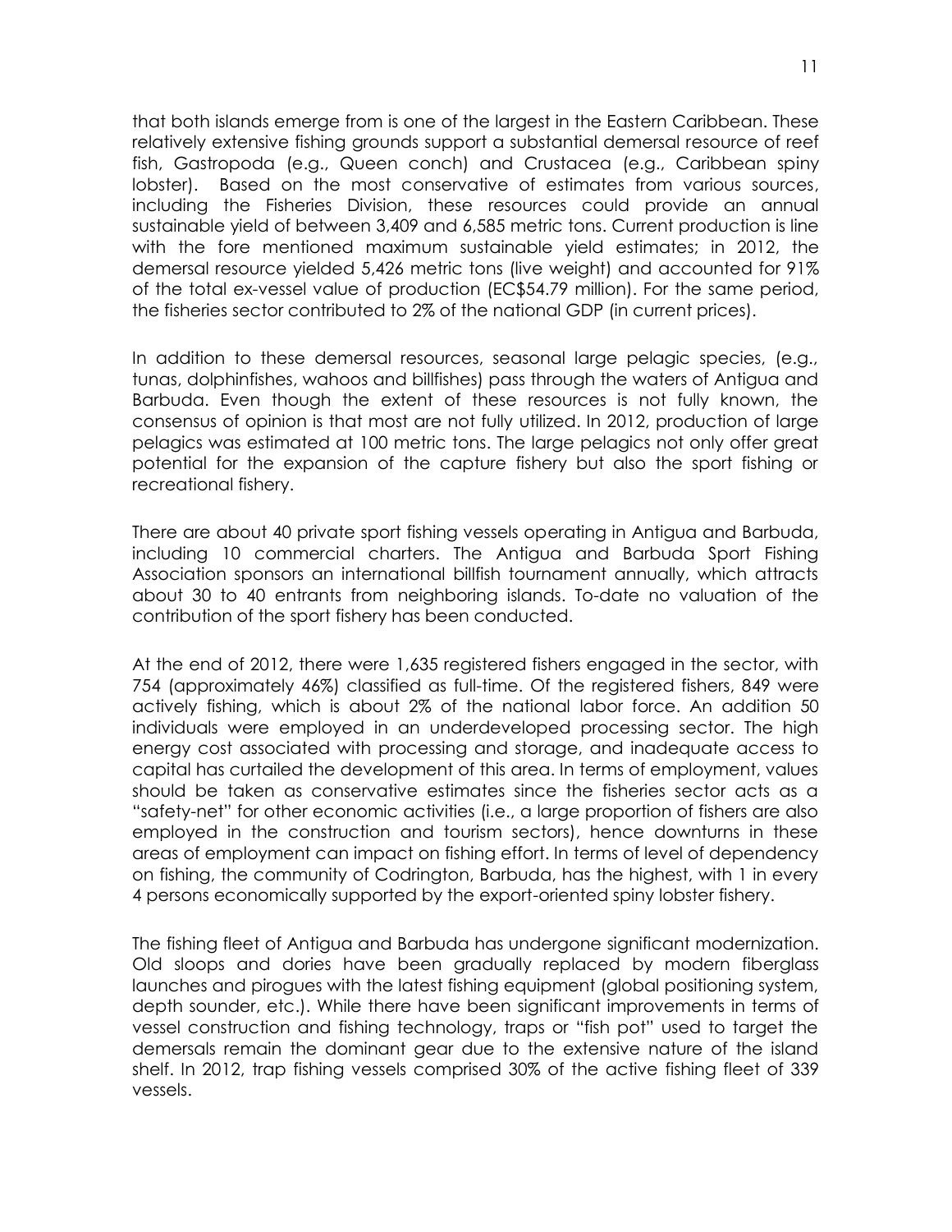that both islands emerge from is one of the largest in the Eastern Caribbean. These relatively extensive fishing grounds support a substantial demersal resource of reef fish, Gastropoda (e.g., Queen conch) and Crustacea (e.g., Caribbean spiny lobster). Based on the most conservative of estimates from various sources, including the Fisheries Division, these resources could provide an annual sustainable yield of between 3,409 and 6,585 metric tons. Current production is line with the fore mentioned maximum sustainable yield estimates; in 2012, the demersal resource yielded 5,426 metric tons (live weight) and accounted for 91% of the total ex-vessel value of production (EC$54.79 million). For the same period, the fisheries sector contributed to 2% of the national GDP (in current prices).

In addition to these demersal resources, seasonal large pelagic species, (e.g., tunas, dolphinfishes, wahoos and billfishes) pass through the waters of Antigua and Barbuda. Even though the extent of these resources is not fully known, the consensus of opinion is that most are not fully utilized. In 2012, production of large pelagics was estimated at 100 metric tons. The large pelagics not only offer great potential for the expansion of the capture fishery but also the sport fishing or recreational fishery.

There are about 40 private sport fishing vessels operating in Antigua and Barbuda, including 10 commercial charters. The Antigua and Barbuda Sport Fishing Association sponsors an international billfish tournament annually, which attracts about 30 to 40 entrants from neighboring islands. To-date no valuation of the contribution of the sport fishery has been conducted.

At the end of 2012, there were 1,635 registered fishers engaged in the sector, with 754 (approximately 46%) classified as full-time. Of the registered fishers, 849 were actively fishing, which is about 2% of the national labor force. An addition 50 individuals were employed in an underdeveloped processing sector. The high energy cost associated with processing and storage, and inadequate access to capital has curtailed the development of this area. In terms of employment, values should be taken as conservative estimates since the fisheries sector acts as a "safety-net" for other economic activities (i.e., a large proportion of fishers are also employed in the construction and tourism sectors), hence downturns in these areas of employment can impact on fishing effort. In terms of level of dependency on fishing, the community of Codrington, Barbuda, has the highest, with 1 in every 4 persons economically supported by the export-oriented spiny lobster fishery.

The fishing fleet of Antigua and Barbuda has undergone significant modernization. Old sloops and dories have been gradually replaced by modern fiberglass launches and pirogues with the latest fishing equipment (global positioning system, depth sounder, etc.). While there have been significant improvements in terms of vessel construction and fishing technology, traps or "fish pot" used to target the demersals remain the dominant gear due to the extensive nature of the island shelf. In 2012, trap fishing vessels comprised 30% of the active fishing fleet of 339 vessels.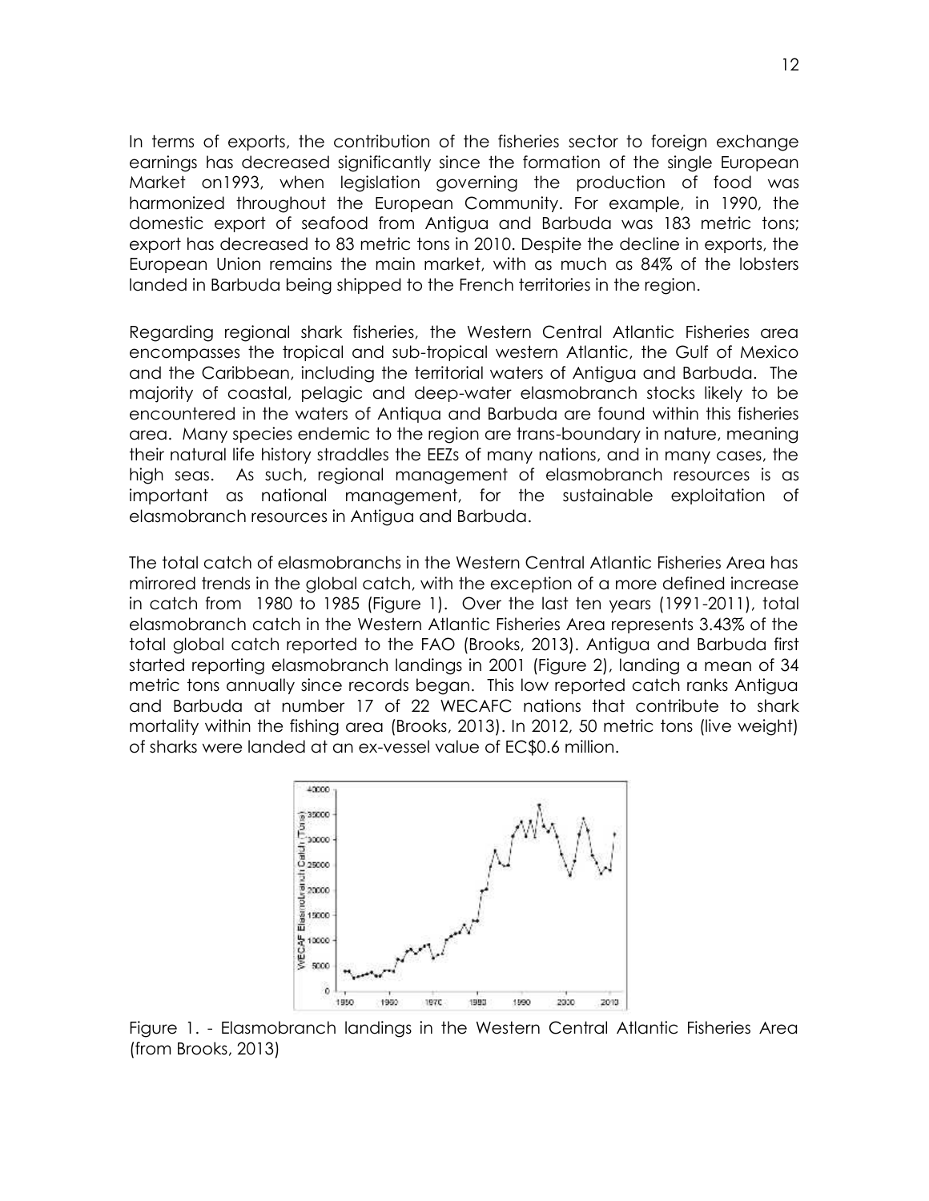In terms of exports, the contribution of the fisheries sector to foreign exchange earnings has decreased significantly since the formation of the single European Market on1993, when legislation governing the production of food was harmonized throughout the European Community. For example, in 1990, the domestic export of seafood from Antigua and Barbuda was 183 metric tons; export has decreased to 83 metric tons in 2010. Despite the decline in exports, the European Union remains the main market, with as much as 84% of the lobsters landed in Barbuda being shipped to the French territories in the region.

Regarding regional shark fisheries, the Western Central Atlantic Fisheries area encompasses the tropical and sub-tropical western Atlantic, the Gulf of Mexico and the Caribbean, including the territorial waters of Antigua and Barbuda. The majority of coastal, pelagic and deep-water elasmobranch stocks likely to be encountered in the waters of Antiqua and Barbuda are found within this fisheries area. Many species endemic to the region are trans-boundary in nature, meaning their natural life history straddles the EEZs of many nations, and in many cases, the high seas. As such, regional management of elasmobranch resources is as important as national management, for the sustainable exploitation of elasmobranch resources in Antigua and Barbuda.

The total catch of elasmobranchs in the Western Central Atlantic Fisheries Area has mirrored trends in the global catch, with the exception of a more defined increase in catch from 1980 to 1985 (Figure 1). Over the last ten years (1991-2011), total elasmobranch catch in the Western Atlantic Fisheries Area represents 3.43% of the total global catch reported to the FAO (Brooks, 2013). Antigua and Barbuda first started reporting elasmobranch landings in 2001 (Figure 2), landing a mean of 34 metric tons annually since records began. This low reported catch ranks Antigua and Barbuda at number 17 of 22 WECAFC nations that contribute to shark mortality within the fishing area (Brooks, 2013). In 2012, 50 metric tons (live weight) of sharks were landed at an ex-vessel value of EC$0.6 million.

Figure 1. - Elasmobranch landings in the Western Central Atlantic Fisheries Area (from Brooks, 2013)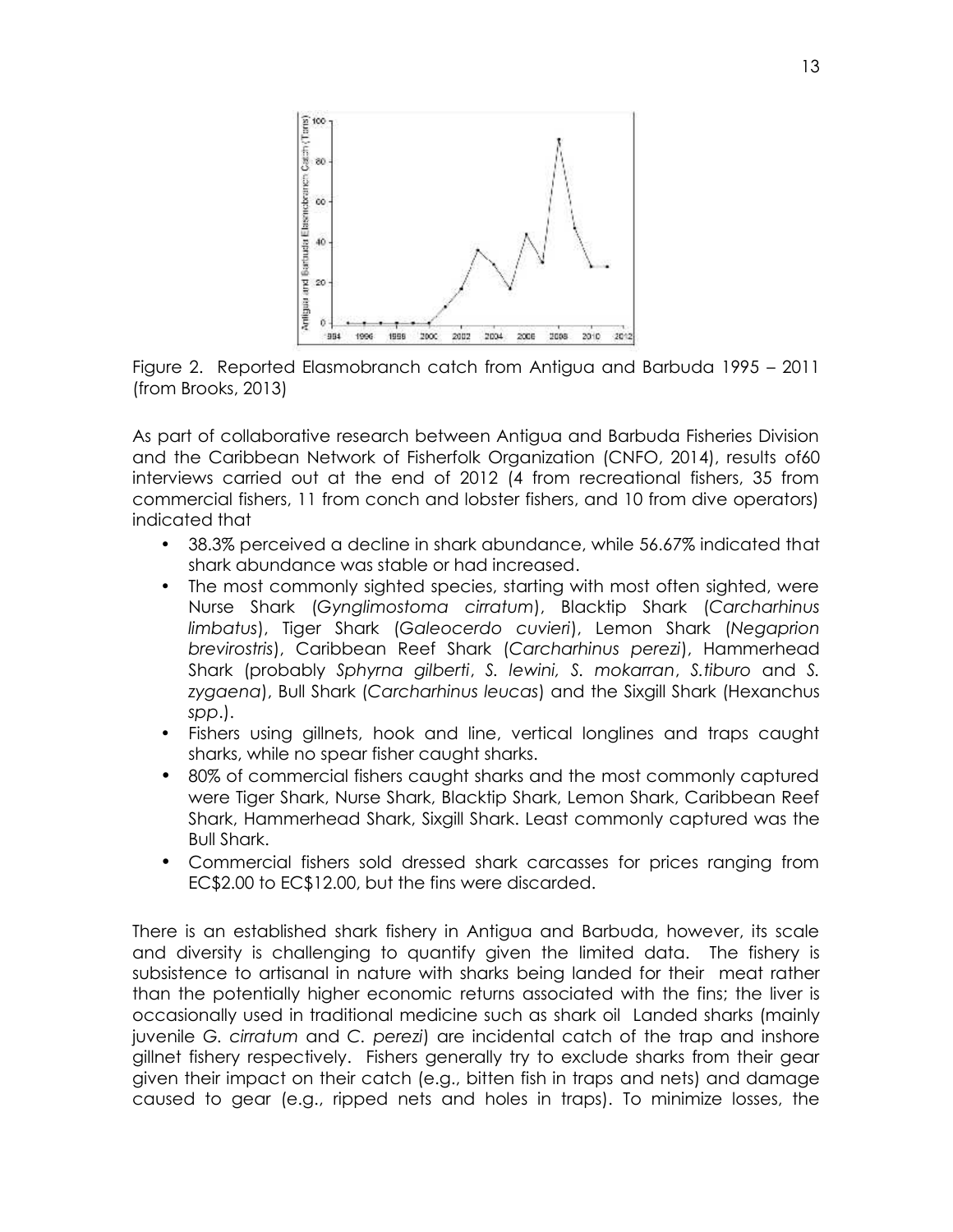Figure 2. Reported Elasmobranch catch from Antigua and Barbuda 1995 – 2011 (from Brooks, 2013)

As part of collaborative research between Antigua and Barbuda Fisheries Division and the Caribbean Network of Fisherfolk Organization (CNFO, 2014), results of60 interviews carried out at the end of 2012 (4 from recreational fishers, 35 from commercial fishers, 11 from conch and lobster fishers, and 10 from dive operators) indicated that

- 38.3% perceived a decline in shark abundance, while 56.67% indicated that shark abundance was stable or had increased.
- The most commonly sighted species, starting with most often sighted, were Nurse Shark (*Gynglimostoma cirratum*), Blacktip Shark (*Carcharhinus limbatus*), Tiger Shark (*Galeocerdo cuvieri*), Lemon Shark (*Negaprion brevirostris*), Caribbean Reef Shark (*Carcharhinus perezi*), Hammerhead Shark (probably *Sphyrna gilberti*, *S. lewini, S. mokarran*, *S.tiburo* and *S. zygaena*), Bull Shark (*Carcharhinus leucas*) and the Sixgill Shark (Hexanchus *spp*.).
- Fishers using gillnets, hook and line, vertical longlines and traps caught sharks, while no spear fisher caught sharks.
- 80% of commercial fishers caught sharks and the most commonly captured were Tiger Shark, Nurse Shark, Blacktip Shark, Lemon Shark, Caribbean Reef Shark, Hammerhead Shark, Sixgill Shark. Least commonly captured was the Bull Shark.
- Commercial fishers sold dressed shark carcasses for prices ranging from EC$2.00 to EC$12.00, but the fins were discarded.

There is an established shark fishery in Antigua and Barbuda, however, its scale and diversity is challenging to quantify given the limited data. The fishery is subsistence to artisanal in nature with sharks being landed for their meat rather than the potentially higher economic returns associated with the fins; the liver is occasionally used in traditional medicine such as shark oil Landed sharks (mainly juvenile *G. cirratum* and *C. perezi*) are incidental catch of the trap and inshore gillnet fishery respectively. Fishers generally try to exclude sharks from their gear given their impact on their catch (e.g., bitten fish in traps and nets) and damage caused to gear (e.g., ripped nets and holes in traps). To minimize losses, the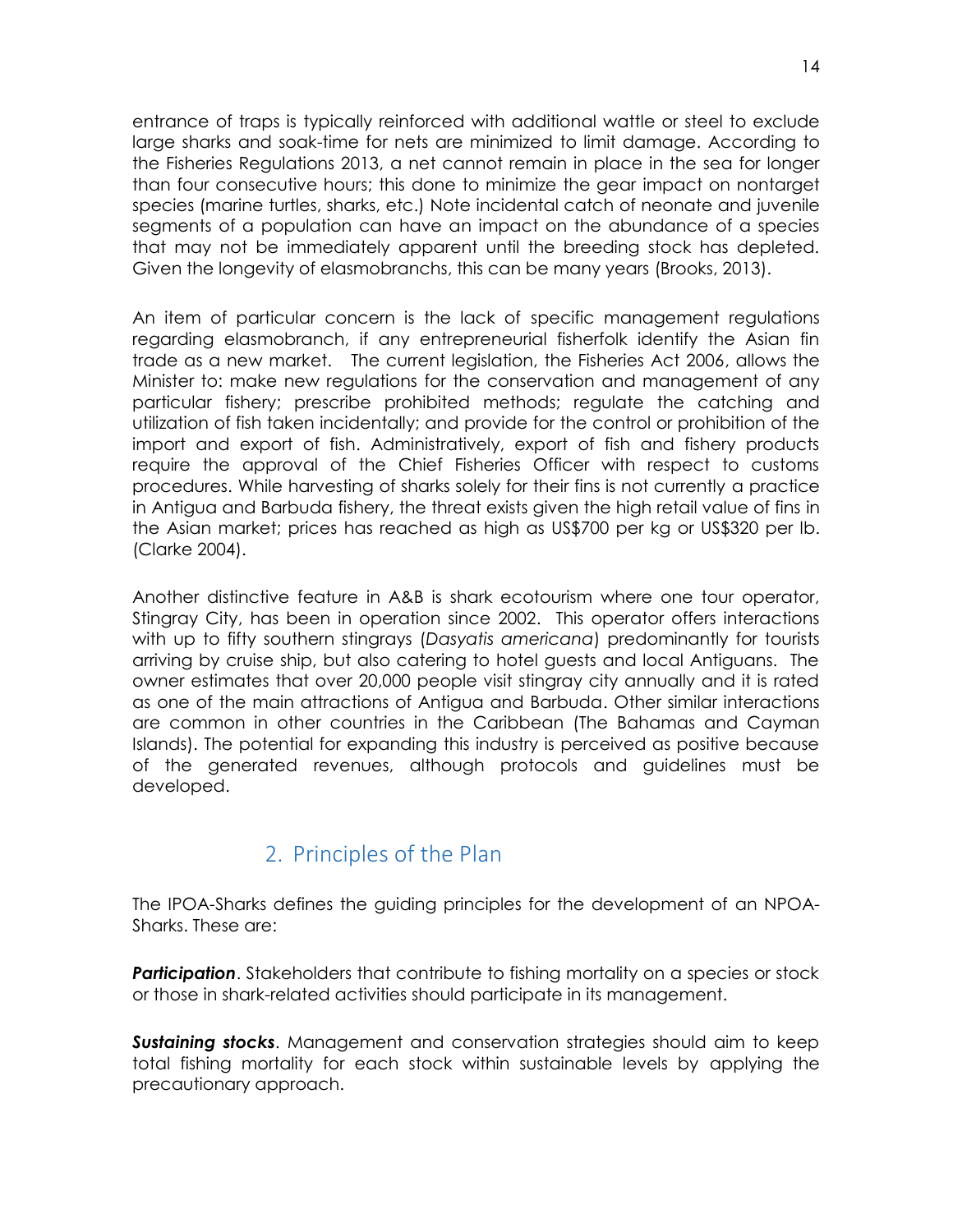entrance of traps is typically reinforced with additional wattle or steel to exclude large sharks and soak-time for nets are minimized to limit damage. According to the Fisheries Regulations 2013, a net cannot remain in place in the sea for longer than four consecutive hours; this done to minimize the gear impact on nontarget species (marine turtles, sharks, etc.) Note incidental catch of neonate and juvenile segments of a population can have an impact on the abundance of a species that may not be immediately apparent until the breeding stock has depleted. Given the longevity of elasmobranchs, this can be many years (Brooks, 2013).

An item of particular concern is the lack of specific management regulations regarding elasmobranch, if any entrepreneurial fisherfolk identify the Asian fin trade as a new market. The current legislation, the Fisheries Act 2006, allows the Minister to: make new regulations for the conservation and management of any particular fishery; prescribe prohibited methods; regulate the catching and utilization of fish taken incidentally; and provide for the control or prohibition of the import and export of fish. Administratively, export of fish and fishery products require the approval of the Chief Fisheries Officer with respect to customs procedures. While harvesting of sharks solely for their fins is not currently a practice in Antigua and Barbuda fishery, the threat exists given the high retail value of fins in the Asian market; prices has reached as high as US$700 per kg or US$320 per lb. (Clarke 2004).

Another distinctive feature in A&B is shark ecotourism where one tour operator, Stingray City, has been in operation since 2002. This operator offers interactions with up to fifty southern stingrays (*Dasyatis americana*) predominantly for tourists arriving by cruise ship, but also catering to hotel guests and local Antiguans. The owner estimates that over 20,000 people visit stingray city annually and it is rated as one of the main attractions of Antigua and Barbuda. Other similar interactions are common in other countries in the Caribbean (The Bahamas and Cayman Islands). The potential for expanding this industry is perceived as positive because of the generated revenues, although protocols and guidelines must be developed.

## 2. Principles of the Plan

The IPOA-Sharks defines the guiding principles for the development of an NPOA-Sharks. These are:

***Participation***. Stakeholders that contribute to fishing mortality on a species or stock or those in shark-related activities should participate in its management.

***Sustaining stocks***. Management and conservation strategies should aim to keep total fishing mortality for each stock within sustainable levels by applying the precautionary approach.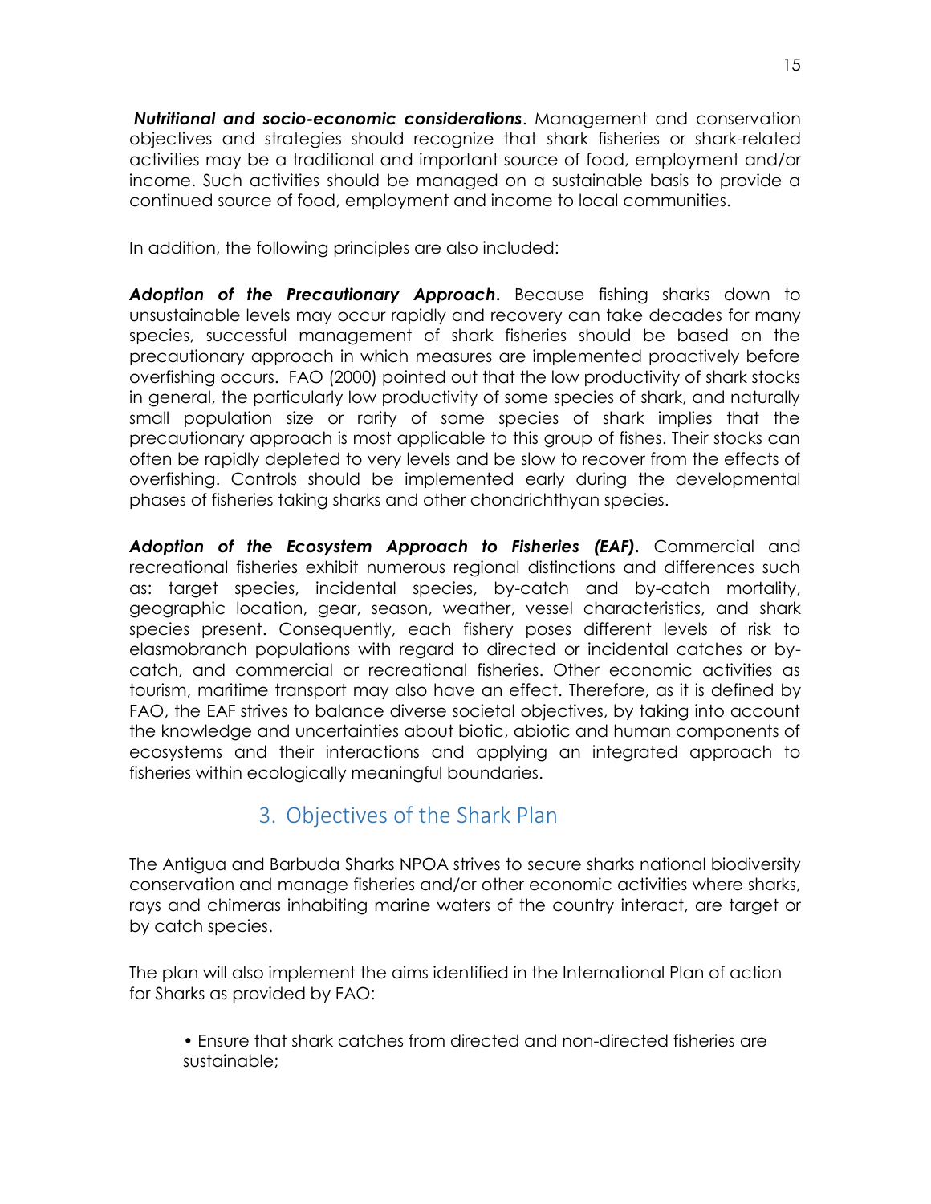***Nutritional and socio-economic considerations***. Management and conservation objectives and strategies should recognize that shark fisheries or shark-related activities may be a traditional and important source of food, employment and/or income. Such activities should be managed on a sustainable basis to provide a continued source of food, employment and income to local communities.

In addition, the following principles are also included:

***Adoption of the Precautionary Approach.*** Because fishing sharks down to unsustainable levels may occur rapidly and recovery can take decades for many species, successful management of shark fisheries should be based on the precautionary approach in which measures are implemented proactively before overfishing occurs. FAO (2000) pointed out that the low productivity of shark stocks in general, the particularly low productivity of some species of shark, and naturally small population size or rarity of some species of shark implies that the precautionary approach is most applicable to this group of fishes. Their stocks can often be rapidly depleted to very levels and be slow to recover from the effects of overfishing. Controls should be implemented early during the developmental phases of fisheries taking sharks and other chondrichthyan species.

***Adoption of the Ecosystem Approach to Fisheries (EAF).*** Commercial and recreational fisheries exhibit numerous regional distinctions and differences such as: target species, incidental species, by-catch and by-catch mortality, geographic location, gear, season, weather, vessel characteristics, and shark species present. Consequently, each fishery poses different levels of risk to elasmobranch populations with regard to directed or incidental catches or by-catch, and commercial or recreational fisheries. Other economic activities as tourism, maritime transport may also have an effect. Therefore, as it is defined by FAO, the EAF strives to balance diverse societal objectives, by taking into account the knowledge and uncertainties about biotic, abiotic and human components of ecosystems and their interactions and applying an integrated approach to fisheries within ecologically meaningful boundaries.

## 3. Objectives of the Shark Plan

The Antigua and Barbuda Sharks NPOA strives to secure sharks national biodiversity conservation and manage fisheries and/or other economic activities where sharks, rays and chimeras inhabiting marine waters of the country interact, are target or by catch species.

The plan will also implement the aims identified in the International Plan of action for Sharks as provided by FAO:

- Ensure that shark catches from directed and non-directed fisheries are sustainable;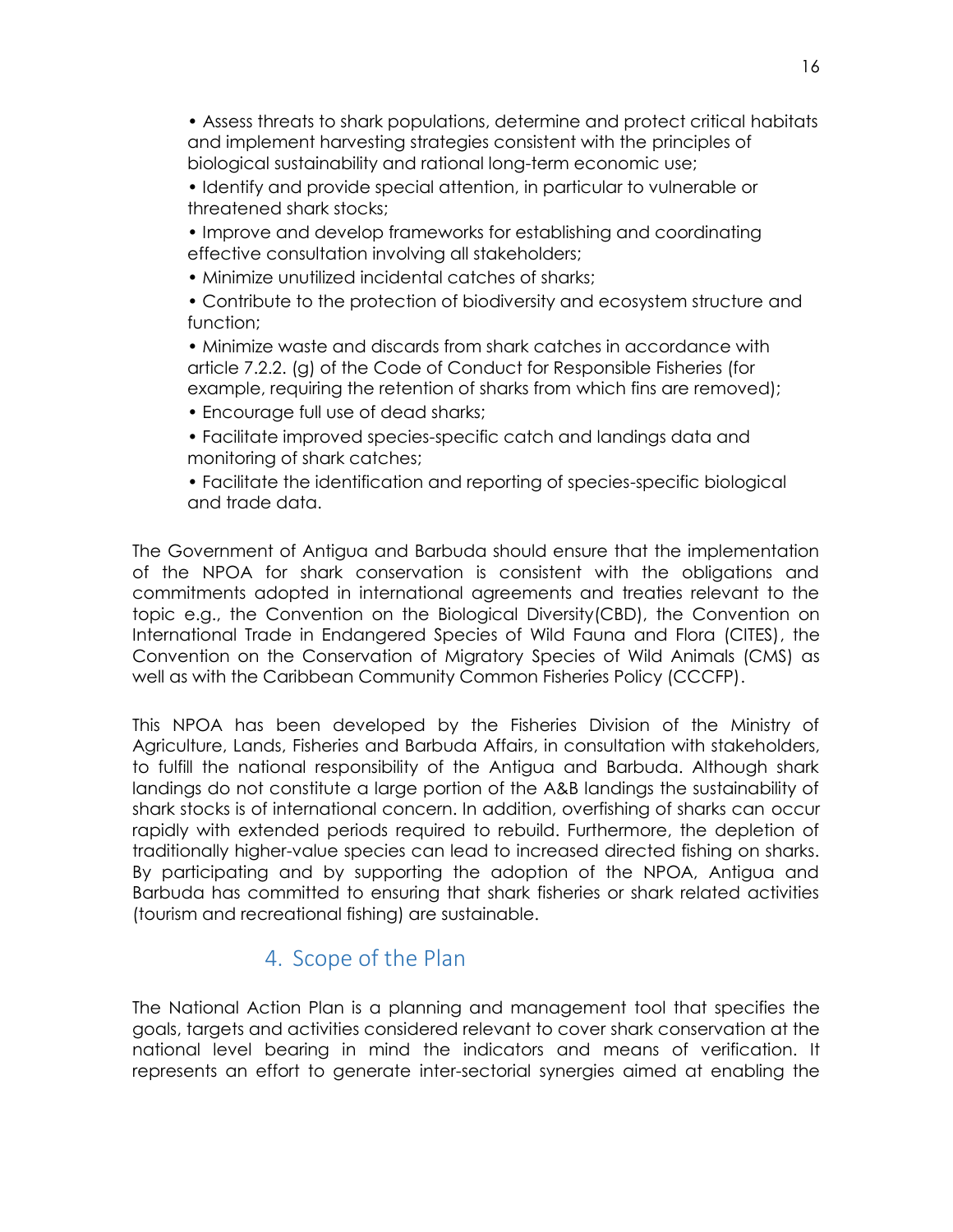- Assess threats to shark populations, determine and protect critical habitats and implement harvesting strategies consistent with the principles of biological sustainability and rational long-term economic use;
- Identify and provide special attention, in particular to vulnerable or threatened shark stocks;
- Improve and develop frameworks for establishing and coordinating effective consultation involving all stakeholders;
- Minimize unutilized incidental catches of sharks;
- Contribute to the protection of biodiversity and ecosystem structure and function;
- Minimize waste and discards from shark catches in accordance with article 7.2.2. (g) of the Code of Conduct for Responsible Fisheries (for example, requiring the retention of sharks from which fins are removed);
- Encourage full use of dead sharks;
- Facilitate improved species-specific catch and landings data and monitoring of shark catches;
- Facilitate the identification and reporting of species-specific biological and trade data.

The Government of Antigua and Barbuda should ensure that the implementation of the NPOA for shark conservation is consistent with the obligations and commitments adopted in international agreements and treaties relevant to the topic e.g., the Convention on the Biological Diversity(CBD), the Convention on International Trade in Endangered Species of Wild Fauna and Flora (CITES), the Convention on the Conservation of Migratory Species of Wild Animals (CMS) as well as with the Caribbean Community Common Fisheries Policy (CCCFP).

This NPOA has been developed by the Fisheries Division of the Ministry of Agriculture, Lands, Fisheries and Barbuda Affairs, in consultation with stakeholders, to fulfill the national responsibility of the Antigua and Barbuda. Although shark landings do not constitute a large portion of the A&B landings the sustainability of shark stocks is of international concern. In addition, overfishing of sharks can occur rapidly with extended periods required to rebuild. Furthermore, the depletion of traditionally higher-value species can lead to increased directed fishing on sharks. By participating and by supporting the adoption of the NPOA, Antigua and Barbuda has committed to ensuring that shark fisheries or shark related activities (tourism and recreational fishing) are sustainable.

## 4. Scope of the Plan

The National Action Plan is a planning and management tool that specifies the goals, targets and activities considered relevant to cover shark conservation at the national level bearing in mind the indicators and means of verification. It represents an effort to generate inter-sectorial synergies aimed at enabling the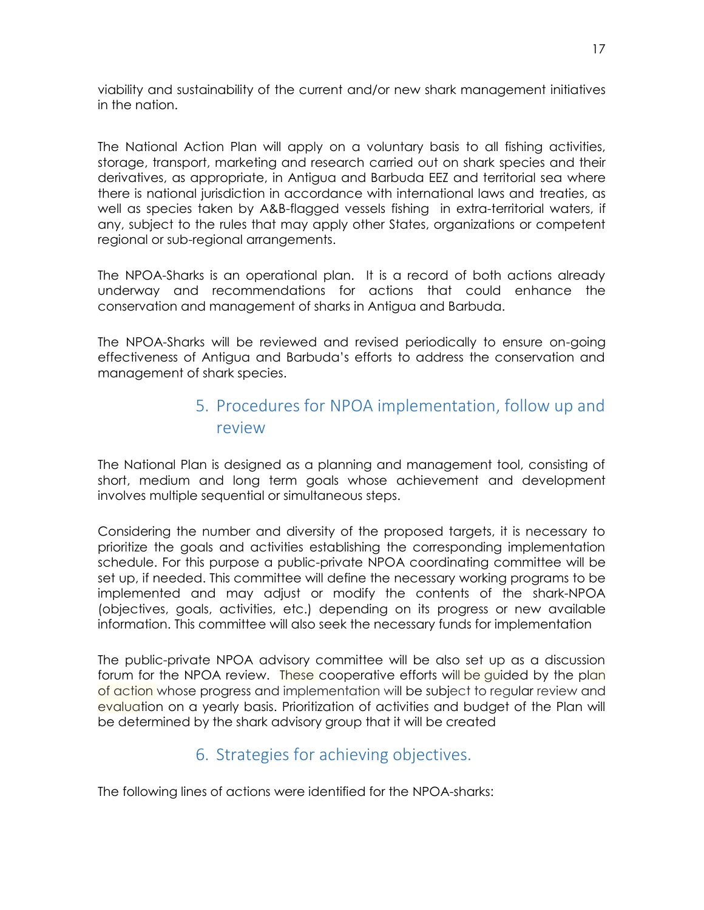viability and sustainability of the current and/or new shark management initiatives in the nation.

The National Action Plan will apply on a voluntary basis to all fishing activities, storage, transport, marketing and research carried out on shark species and their derivatives, as appropriate, in Antigua and Barbuda EEZ and territorial sea where there is national jurisdiction in accordance with international laws and treaties, as well as species taken by A&B-flagged vessels fishing in extra-territorial waters, if any, subject to the rules that may apply other States, organizations or competent regional or sub-regional arrangements.

The NPOA-Sharks is an operational plan. It is a record of both actions already underway and recommendations for actions that could enhance the conservation and management of sharks in Antigua and Barbuda.

The NPOA-Sharks will be reviewed and revised periodically to ensure on-going effectiveness of Antigua and Barbuda's efforts to address the conservation and management of shark species.

## 5. Procedures for NPOA implementation, follow up and review

The National Plan is designed as a planning and management tool, consisting of short, medium and long term goals whose achievement and development involves multiple sequential or simultaneous steps.

Considering the number and diversity of the proposed targets, it is necessary to prioritize the goals and activities establishing the corresponding implementation schedule. For this purpose a public-private NPOA coordinating committee will be set up, if needed. This committee will define the necessary working programs to be implemented and may adjust or modify the contents of the shark-NPOA (objectives, goals, activities, etc.) depending on its progress or new available information. This committee will also seek the necessary funds for implementation

The public-private NPOA advisory committee will be also set up as a discussion forum for the NPOA review. These cooperative efforts will be guided by the plan of action whose progress and implementation will be subject to regular review and evaluation on a yearly basis. Prioritization of activities and budget of the Plan will be determined by the shark advisory group that it will be created

## 6. Strategies for achieving objectives.

The following lines of actions were identified for the NPOA-sharks: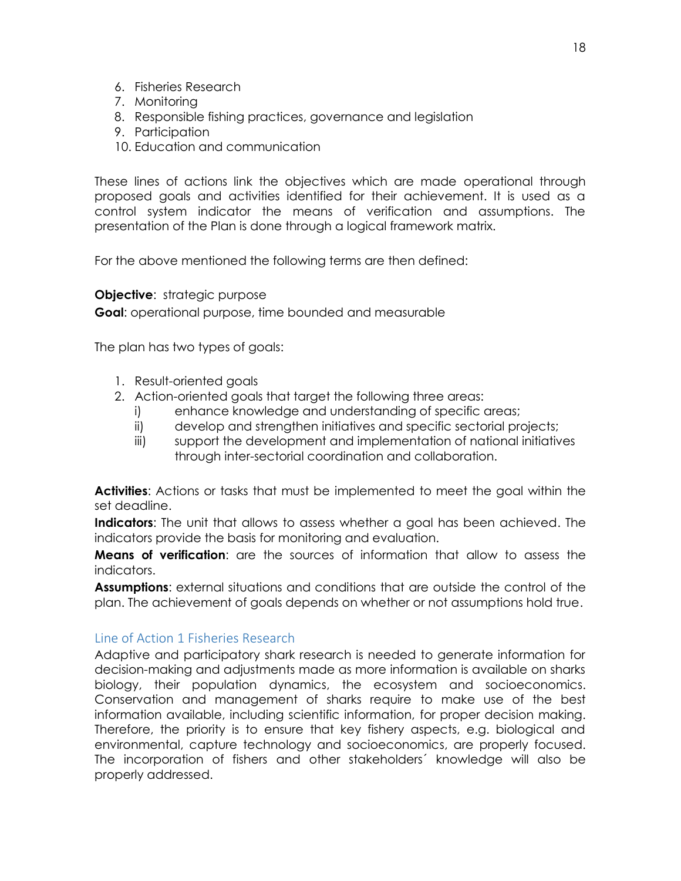6. Fisheries Research
7. Monitoring
8. Responsible fishing practices, governance and legislation
9. Participation
10. Education and communication

These lines of actions link the objectives which are made operational through proposed goals and activities identified for their achievement. It is used as a control system indicator the means of verification and assumptions. The presentation of the Plan is done through a logical framework matrix.

For the above mentioned the following terms are then defined:

**Objective**: strategic purpose

**Goal**: operational purpose, time bounded and measurable

The plan has two types of goals:

1. Result-oriented goals
2. Action-oriented goals that target the following three areas:
   i) enhance knowledge and understanding of specific areas;
   ii) develop and strengthen initiatives and specific sectorial projects;
   iii) support the development and implementation of national initiatives through inter-sectorial coordination and collaboration.

**Activities**: Actions or tasks that must be implemented to meet the goal within the set deadline.

**Indicators**: The unit that allows to assess whether a goal has been achieved. The indicators provide the basis for monitoring and evaluation.

**Means of verification**: are the sources of information that allow to assess the indicators.

**Assumptions**: external situations and conditions that are outside the control of the plan. The achievement of goals depends on whether or not assumptions hold true.

## Line of Action 1 Fisheries Research

Adaptive and participatory shark research is needed to generate information for decision-making and adjustments made as more information is available on sharks biology, their population dynamics, the ecosystem and socioeconomics. Conservation and management of sharks require to make use of the best information available, including scientific information, for proper decision making. Therefore, the priority is to ensure that key fishery aspects, e.g. biological and environmental, capture technology and socioeconomics, are properly focused. The incorporation of fishers and other stakeholders´ knowledge will also be properly addressed.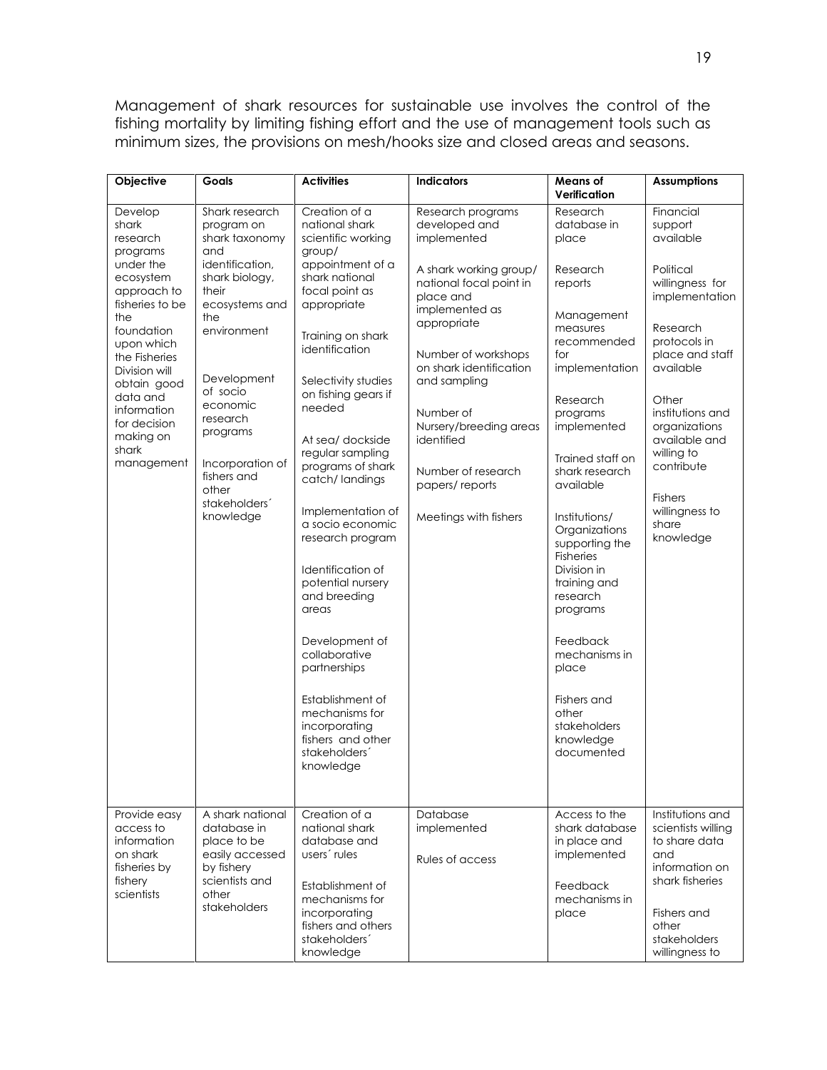Management of shark resources for sustainable use involves the control of the fishing mortality by limiting fishing effort and the use of management tools such as minimum sizes, the provisions on mesh/hooks size and closed areas and seasons.

| Objective | Goals | Activities | Indicators | Means of Verification | Assumptions |
|---|---|---|---|---|---|
| Develop shark research programs under the ecosystem approach to fisheries to be the foundation upon which the Fisheries Division will obtain good data and information for decision making on shark management | Shark research program on shark taxonomy and identification, shark biology, their ecosystems and the environment<br><br>Development of socio economic research programs<br><br>Incorporation of fishers and other stakeholders´ knowledge | Creation of a national shark scientific working group/ appointment of a shark national focal point as appropriate<br><br>Training on shark identification<br><br>Selectivity studies on fishing gears if needed<br><br>At sea/ dockside regular sampling programs of shark catch/ landings<br><br>Implementation of a socio economic research program<br><br>Identification of potential nursery and breeding areas<br><br>Development of collaborative partnerships<br><br>Establishment of mechanisms for incorporating fishers and other stakeholders´ knowledge | Research programs developed and implemented<br><br>A shark working group/ national focal point in place and implemented as appropriate<br><br>Number of workshops on shark identification and sampling<br><br>Number of Nursery/breeding areas identified<br><br>Number of research papers/ reports<br><br>Meetings with fishers | Research database in place<br><br>Research reports<br><br>Management measures recommended for implementation<br><br>Research programs implemented<br><br>Trained staff on shark research available<br><br>Institutions/ Organizations supporting the Fisheries Division in training and research programs<br><br>Feedback mechanisms in place<br><br>Fishers and other stakeholders knowledge documented | Financial support available<br><br>Political willingness for implementation<br><br>Research protocols in place and staff available<br><br>Other institutions and organizations available and willing to contribute<br><br>Fishers willingness to share knowledge |
| Provide easy access to information on shark fisheries by fishery scientists | A shark national database in place to be easily accessed by fishery scientists and other stakeholders | Creation of a national shark database and users´ rules<br><br>Establishment of mechanisms for incorporating fishers and others stakeholders´ knowledge | Database implemented<br><br>Rules of access | Access to the shark database in place and implemented<br><br>Feedback mechanisms in place | Institutions and scientists willing to share data and information on shark fisheries<br><br>Fishers and other stakeholders willingness to |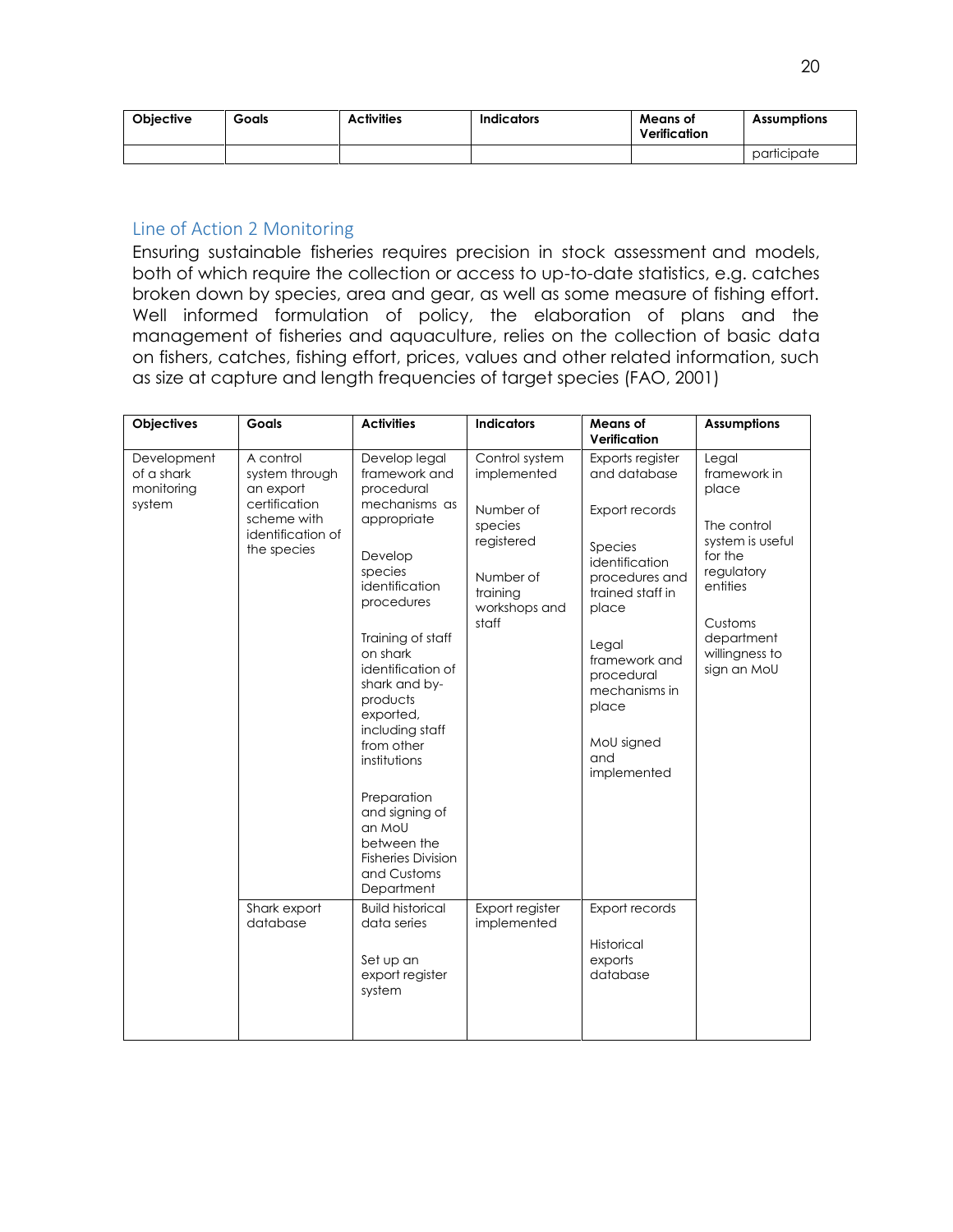| Objective | Goals | Activities | Indicators | Means of Verification | Assumptions |
|---|---|---|---|---|---|
| | | | | | participate |

## Line of Action 2 Monitoring

Ensuring sustainable fisheries requires precision in stock assessment and models, both of which require the collection or access to up-to-date statistics, e.g. catches broken down by species, area and gear, as well as some measure of fishing effort. Well informed formulation of policy, the elaboration of plans and the management of fisheries and aquaculture, relies on the collection of basic data on fishers, catches, fishing effort, prices, values and other related information, such as size at capture and length frequencies of target species (FAO, 2001)

| Objectives | Goals | Activities | Indicators | Means of Verification | Assumptions |
|---|---|---|---|---|---|
| Development of a shark monitoring system | A control system through an export certification scheme with identification of the species | Develop legal framework and procedural mechanisms as appropriate<br><br>Develop species identification procedures<br><br>Training of staff on shark identification of shark and by-products exported, including staff from other institutions<br><br>Preparation and signing of an MoU between the Fisheries Division and Customs Department | Control system implemented<br><br>Number of species registered<br><br>Number of training workshops and staff | Exports register and database<br><br>Export records<br><br>Species identification procedures and trained staff in place<br><br>Legal framework and procedural mechanisms in place<br><br>MoU signed and implemented | Legal framework in place<br><br>The control system is useful for the regulatory entities<br><br>Customs department willingness to sign an MoU |
| | Shark export database | Build historical data series<br><br>Set up an export register system | Export register implemented | Export records<br><br>Historical exports database | |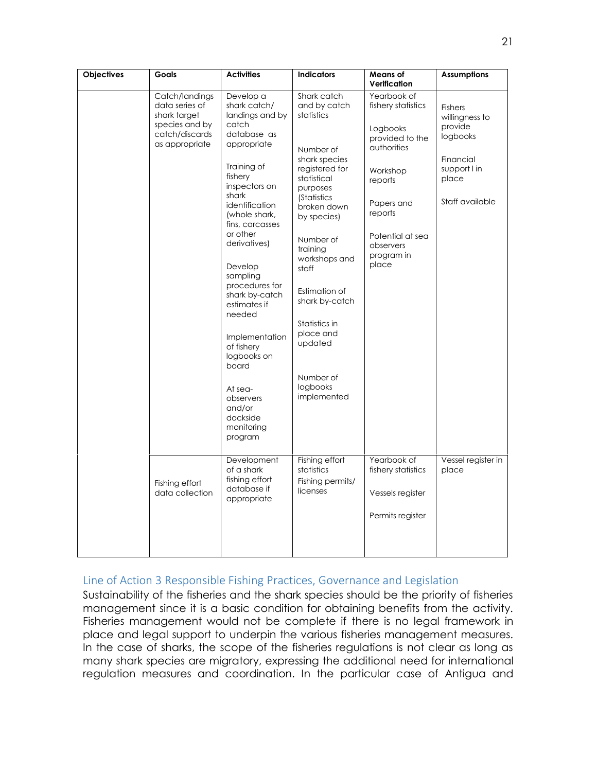| Objectives | Goals | Activities | Indicators | Means of Verification | Assumptions |
|---|---|---|---|---|---|
| | Catch/landings data series of shark target species and by catch/discards as appropriate | Develop a shark catch/ landings and by catch database as appropriate<br><br>Training of fishery inspectors on shark identification (whole shark, fins, carcasses or other derivatives)<br><br>Develop sampling procedures for shark by-catch estimates if needed<br><br>Implementation of fishery logbooks on board<br><br>At sea-observers and/or dockside monitoring program | Shark catch and by catch statistics<br><br>Number of shark species registered for statistical purposes (Statistics broken down by species)<br><br>Number of training workshops and staff<br><br>Estimation of shark by-catch<br><br>Statistics in place and updated<br><br>Number of logbooks implemented | Yearbook of fishery statistics<br><br>Logbooks provided to the authorities<br><br>Workshop reports<br><br>Papers and reports<br><br>Potential at sea observers program in place | Fishers willingness to provide logbooks<br><br>Financial support l in place<br><br>Staff available |
| | Fishing effort data collection | Development of a shark fishing effort database if appropriate | Fishing effort statistics<br>Fishing permits/ licenses | Yearbook of fishery statistics<br><br>Vessels register<br><br>Permits register | Vessel register in place |

## Line of Action 3 Responsible Fishing Practices, Governance and Legislation

Sustainability of the fisheries and the shark species should be the priority of fisheries management since it is a basic condition for obtaining benefits from the activity. Fisheries management would not be complete if there is no legal framework in place and legal support to underpin the various fisheries management measures. In the case of sharks, the scope of the fisheries regulations is not clear as long as many shark species are migratory, expressing the additional need for international regulation measures and coordination. In the particular case of Antigua and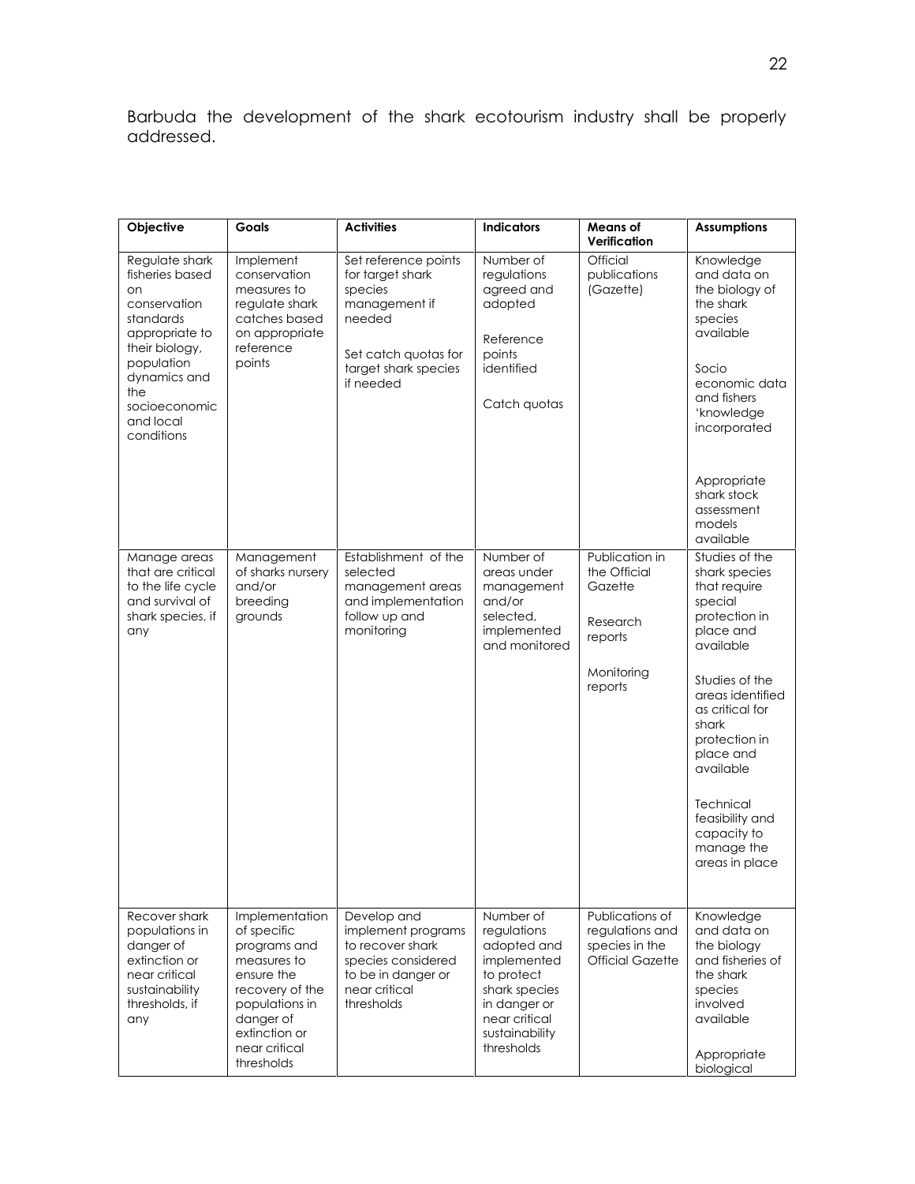Barbuda the development of the shark ecotourism industry shall be properly addressed.

| Objective | Goals | Activities | Indicators | Means of Verification | Assumptions |
|---|---|---|---|---|---|
| Regulate shark fisheries based on conservation standards appropriate to their biology, population dynamics and the socioeconomic and local conditions | Implement conservation measures to regulate shark catches based on appropriate reference points | Set reference points for target shark species management if needed<br><br>Set catch quotas for target shark species if needed | Number of regulations agreed and adopted<br><br>Reference points identified<br><br>Catch quotas | Official publications (Gazette) | Knowledge and data on the biology of the shark species available<br><br>Socio economic data and fishers 'knowledge incorporated<br><br>Appropriate shark stock assessment models available |
| Manage areas that are critical to the life cycle and survival of shark species, if any | Management of sharks nursery and/or breeding grounds | Establishment of the selected management areas and implementation follow up and monitoring | Number of areas under management and/or selected, implemented and monitored | Publication in the Official Gazette<br><br>Research reports<br><br>Monitoring reports | Studies of the shark species that require special protection in place and available<br><br>Studies of the areas identified as critical for shark protection in place and available<br><br>Technical feasibility and capacity to manage the areas in place |
| Recover shark populations in danger of extinction or near critical sustainability thresholds, if any | Implementation of specific programs and measures to ensure the recovery of the populations in danger of extinction or near critical thresholds | Develop and implement programs to recover shark species considered to be in danger or near critical thresholds | Number of regulations adopted and implemented to protect shark species in danger or near critical sustainability thresholds | Publications of regulations and species in the Official Gazette | Knowledge and data on the biology and fisheries of the shark species involved available<br><br>Appropriate biological |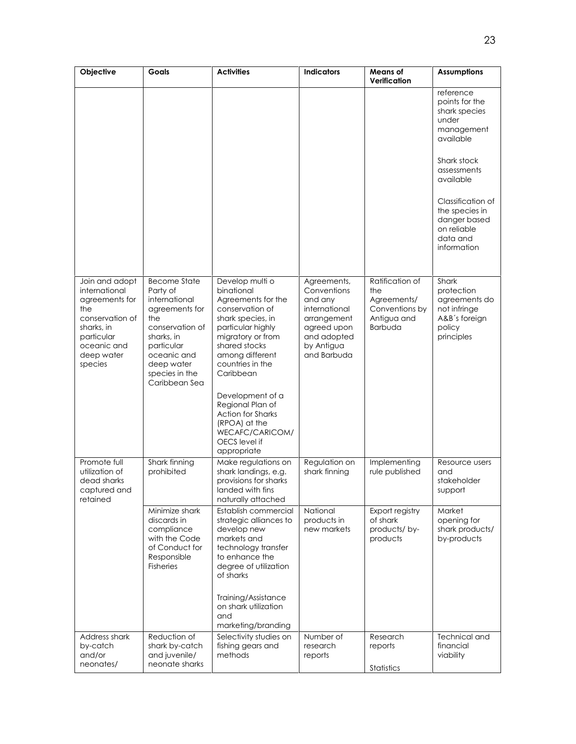| Objective | Goals | Activities | Indicators | Means of Verification | Assumptions |
|---|---|---|---|---|---|
| | | | | | reference points for the shark species under management available<br><br>Shark stock assessments available<br><br>Classification of the species in danger based on reliable data and information |
| Join and adopt international agreements for the conservation of sharks, in particular oceanic and deep water species | Become State Party of international agreements for the conservation of sharks, in particular oceanic and deep water species in the Caribbean Sea | Develop multi o binational Agreements for the conservation of shark species, in particular highly migratory or from shared stocks among different countries in the Caribbean<br><br>Development of a Regional Plan of Action for Sharks (RPOA) at the WECAFC/CARICOM/ OECS level if appropriate | Agreements, Conventions and any international arrangement agreed upon and adopted by Antigua and Barbuda | Ratification of the Agreements/ Conventions by Antigua and Barbuda | Shark protection agreements do not infringe A&B´s foreign policy principles |
| Promote full utilization of dead sharks captured and retained | Shark finning prohibited | Make regulations on shark landings, e.g. provisions for sharks landed with fins naturally attached | Regulation on shark finning | Implementing rule published | Resource users and stakeholder support |
| | Minimize shark discards in compliance with the Code of Conduct for Responsible Fisheries | Establish commercial strategic alliances to develop new markets and technology transfer to enhance the degree of utilization of sharks<br><br>Training/Assistance on shark utilization and marketing/branding | National products in new markets | Export registry of shark products/ by-products | Market opening for shark products/ by-products |
| Address shark by-catch and/or neonates/ | Reduction of shark by-catch and juvenile/ neonate sharks | Selectivity studies on fishing gears and methods | Number of research reports | Research reports<br><br>Statistics | Technical and financial viability |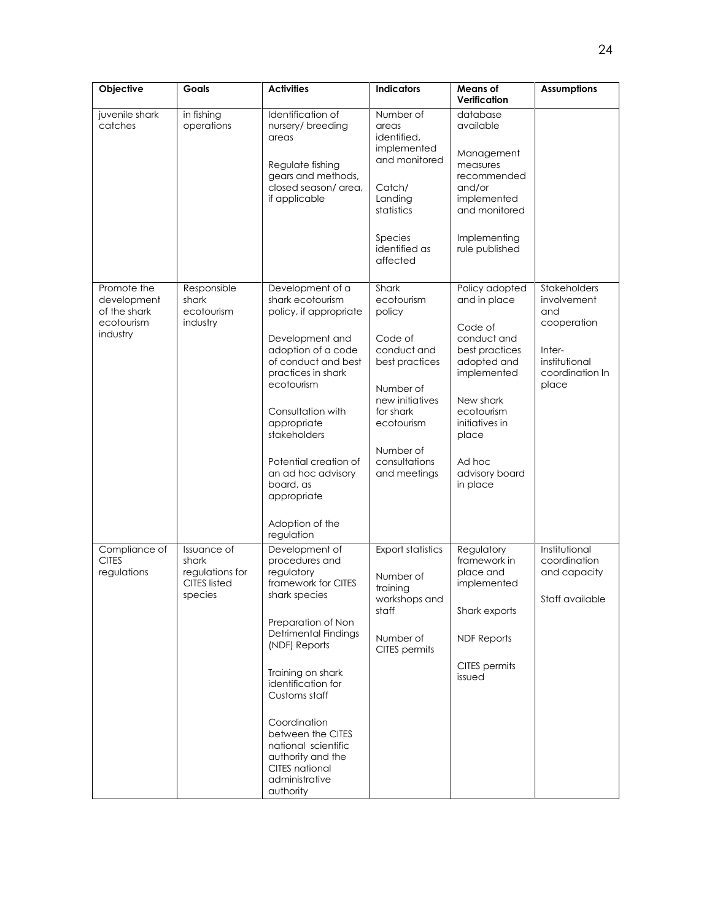| Objective | Goals | Activities | Indicators | Means of Verification | Assumptions |
|---|---|---|---|---|---|
| juvenile shark catches | in fishing operations | Identification of nursery/ breeding areas<br><br>Regulate fishing gears and methods, closed season/ area, if applicable | Number of areas identified, implemented and monitored<br><br>Catch/ Landing statistics<br><br>Species identified as affected | database available<br><br>Management measures recommended and/or implemented and monitored<br><br>Implementing rule published | |
| Promote the development of the shark ecotourism industry | Responsible shark ecotourism industry | Development of a shark ecotourism policy, if appropriate<br><br>Development and adoption of a code of conduct and best practices in shark ecotourism<br><br>Consultation with appropriate stakeholders<br><br>Potential creation of an ad hoc advisory board, as appropriate<br><br>Adoption of the regulation | Shark ecotourism policy<br><br>Code of conduct and best practices<br><br>Number of new initiatives for shark ecotourism<br><br>Number of consultations and meetings | Policy adopted and in place<br><br>Code of conduct and best practices adopted and implemented<br><br>New shark ecotourism initiatives in place<br><br>Ad hoc advisory board in place | Stakeholders involvement and cooperation<br><br>Inter-institutional coordination In place |
| Compliance of CITES regulations | Issuance of shark regulations for CITES listed species | Development of procedures and regulatory framework for CITES shark species<br><br>Preparation of Non Detrimental Findings (NDF) Reports<br><br>Training on shark identification for Customs staff<br><br>Coordination between the CITES national scientific authority and the CITES national administrative authority | Export statistics<br><br>Number of training workshops and staff<br><br>Number of CITES permits | Regulatory framework in place and implemented<br><br>Shark exports<br><br>NDF Reports<br><br>CITES permits issued | Institutional coordination and capacity<br><br>Staff available |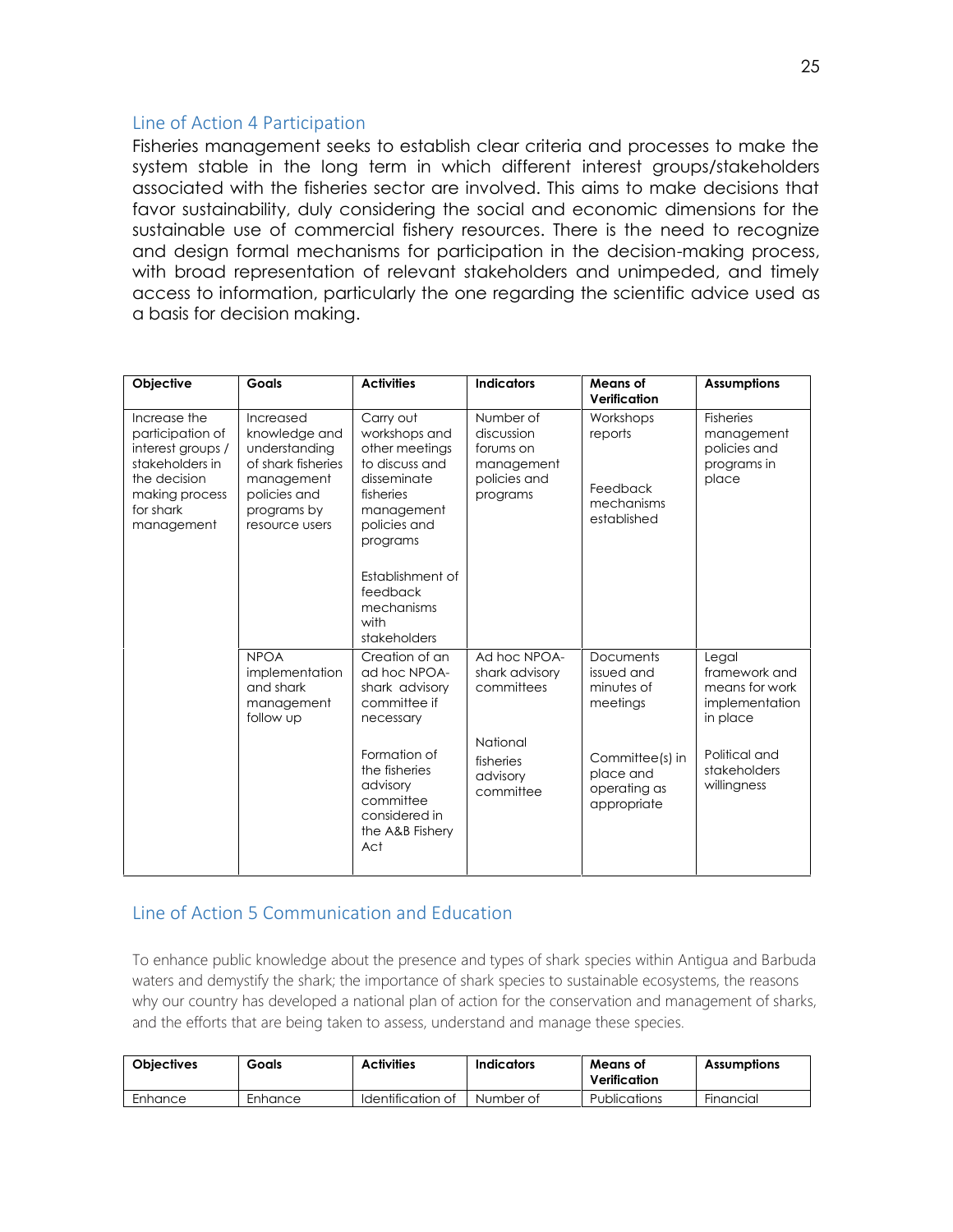## Line of Action 4 Participation

Fisheries management seeks to establish clear criteria and processes to make the system stable in the long term in which different interest groups/stakeholders associated with the fisheries sector are involved. This aims to make decisions that favor sustainability, duly considering the social and economic dimensions for the sustainable use of commercial fishery resources. There is the need to recognize and design formal mechanisms for participation in the decision-making process, with broad representation of relevant stakeholders and unimpeded, and timely access to information, particularly the one regarding the scientific advice used as a basis for decision making.

| Objective | Goals | Activities | Indicators | Means of Verification | Assumptions |
|---|---|---|---|---|---|
| Increase the participation of interest groups / stakeholders in the decision making process for shark management | Increased knowledge and understanding of shark fisheries management policies and programs by resource users | Carry out workshops and other meetings to discuss and disseminate fisheries management policies and programs<br><br>Establishment of feedback mechanisms with stakeholders | Number of discussion forums on management policies and programs | Workshops reports<br><br>Feedback mechanisms established | Fisheries management policies and programs in place |
| | NPOA implementation and shark management follow up | Creation of an ad hoc NPOA-shark advisory committee if necessary<br><br>Formation of the fisheries advisory committee considered in the A&B Fishery Act | Ad hoc NPOA-shark advisory committees<br><br>National fisheries advisory committee | Documents issued and minutes of meetings<br><br>Committee(s) in place and operating as appropriate | Legal framework and means for work implementation in place<br><br>Political and stakeholders willingness |

## Line of Action 5 Communication and Education

To enhance public knowledge about the presence and types of shark species within Antigua and Barbuda waters and demystify the shark; the importance of shark species to sustainable ecosystems, the reasons why our country has developed a national plan of action for the conservation and management of sharks, and the efforts that are being taken to assess, understand and manage these species.

| Objectives | Goals | Activities | Indicators | Means of Verification | Assumptions |
|---|---|---|---|---|---|
| Enhance | Enhance | Identification of | Number of | Publications | Financial |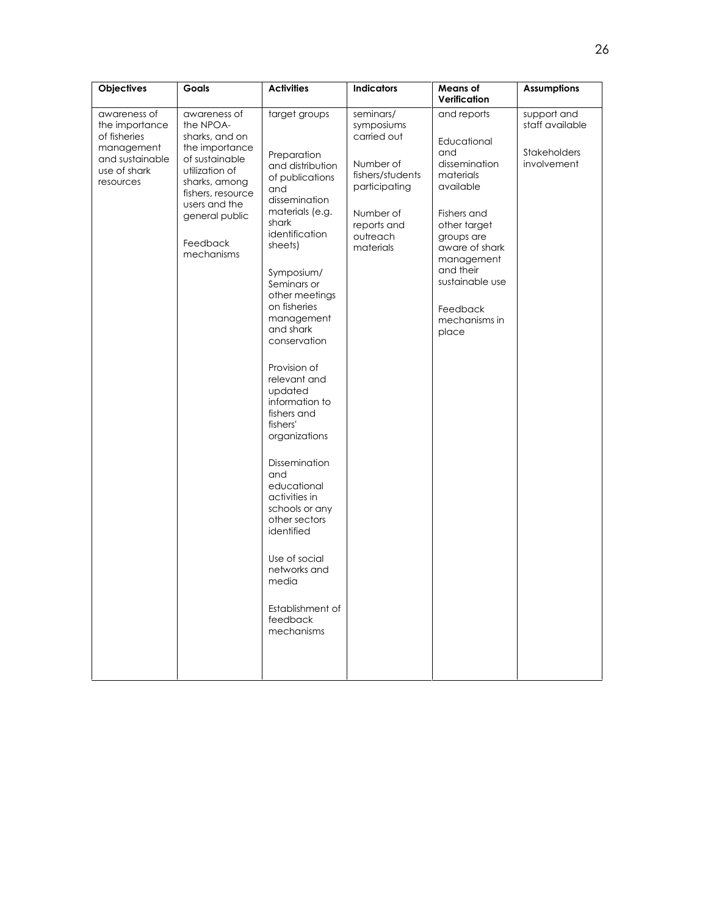| Objectives | Goals | Activities | Indicators | Means of Verification | Assumptions |
|---|---|---|---|---|---|
| awareness of the importance of fisheries management and sustainable use of shark resources | awareness of the NPOA-sharks, and on the importance of sustainable utilization of sharks, among fishers, resource users and the general public<br><br>Feedback mechanisms | target groups<br><br>Preparation and distribution of publications and dissemination materials (e.g. shark identification sheets)<br><br>Symposium/ Seminars or other meetings on fisheries management and shark conservation<br><br>Provision of relevant and updated information to fishers and fishers' organizations<br><br>Dissemination and educational activities in schools or any other sectors identified<br><br>Use of social networks and media<br><br>Establishment of feedback mechanisms | seminars/ symposiums carried out<br><br>Number of fishers/students participating<br><br>Number of reports and outreach materials | and reports<br><br>Educational and dissemination materials available<br><br>Fishers and other target groups are aware of shark management and their sustainable use<br><br>Feedback mechanisms in place | support and staff available<br><br>Stakeholders involvement |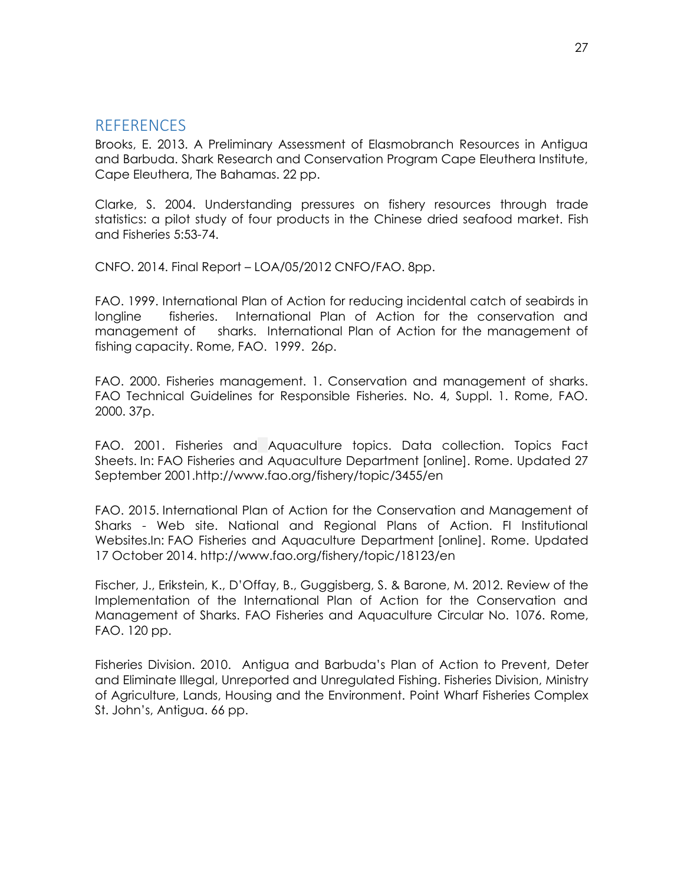## REFERENCES

Brooks, E. 2013. A Preliminary Assessment of Elasmobranch Resources in Antigua and Barbuda. Shark Research and Conservation Program Cape Eleuthera Institute, Cape Eleuthera, The Bahamas. 22 pp.

Clarke, S. 2004. Understanding pressures on fishery resources through trade statistics: a pilot study of four products in the Chinese dried seafood market. Fish and Fisheries 5:53-74.

CNFO. 2014. Final Report – LOA/05/2012 CNFO/FAO. 8pp.

FAO. 1999. International Plan of Action for reducing incidental catch of seabirds in longline fisheries. International Plan of Action for the conservation and management of sharks. International Plan of Action for the management of fishing capacity. Rome, FAO. 1999. 26p.

FAO. 2000. Fisheries management. 1. Conservation and management of sharks. FAO Technical Guidelines for Responsible Fisheries. No. 4, Suppl. 1. Rome, FAO. 2000. 37p.

FAO. 2001. Fisheries and Aquaculture topics. Data collection. Topics Fact Sheets. In: FAO Fisheries and Aquaculture Department [online]. Rome. Updated 27 September 2001.http://www.fao.org/fishery/topic/3455/en

FAO. 2015. International Plan of Action for the Conservation and Management of Sharks - Web site. National and Regional Plans of Action. FI Institutional Websites.In: FAO Fisheries and Aquaculture Department [online]. Rome. Updated 17 October 2014. http://www.fao.org/fishery/topic/18123/en

Fischer, J., Erikstein, K., D'Offay, B., Guggisberg, S. & Barone, M. 2012. Review of the Implementation of the International Plan of Action for the Conservation and Management of Sharks. FAO Fisheries and Aquaculture Circular No. 1076. Rome, FAO. 120 pp.

Fisheries Division. 2010. Antigua and Barbuda's Plan of Action to Prevent, Deter and Eliminate Illegal, Unreported and Unregulated Fishing. Fisheries Division, Ministry of Agriculture, Lands, Housing and the Environment. Point Wharf Fisheries Complex St. John's, Antigua. 66 pp.